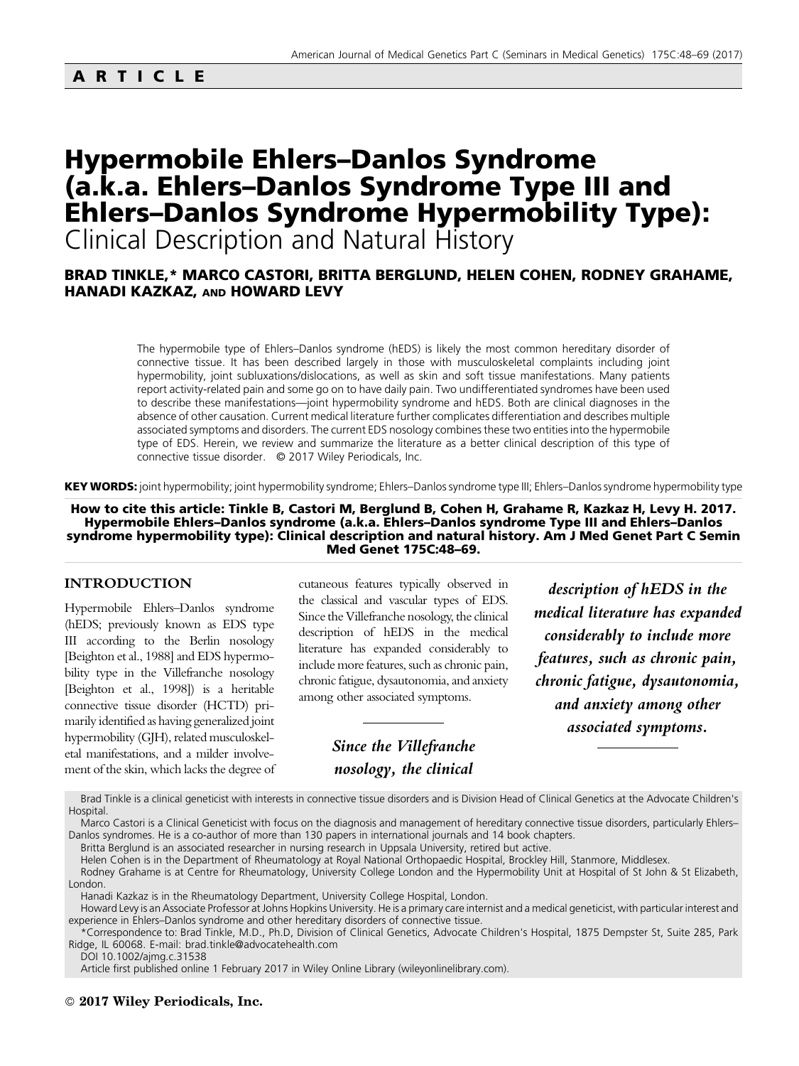ARTICLE

# Hypermobile Ehlers–Danlos Syndrome (a.k.a. Ehlers–Danlos Syndrome Type III and Ehlers–Danlos Syndrome Hypermobility Type): Clinical Description and Natural History

**BRAD TINKLE,\* MARCO CASTORI, BRITTA BERGLUND, HELEN COHEN, RODNEY GRAHAME, HANADI KAZKAZ, AND HOWARD LEVY**

The hypermobile type of Ehlers–Danlos syndrome (hEDS) is likely the most common hereditary disorder of connective tissue. It has been described largely in those with musculoskeletal complaints including joint hypermobility, joint subluxations/dislocations, as well as skin and soft tissue manifestations. Many patients report activity-related pain and some go on to have daily pain. Two undifferentiated syndromes have been used to describe these manifestations—joint hypermobility syndrome and hEDS. Both are clinical diagnoses in the absence of other causation. Current medical literature further complicates differentiation and describes multiple associated symptoms and disorders. The current EDS nosology combines these two entities into the hypermobile type of EDS. Herein, we review and summarize the literature as a better clinical description of this type of connective tissue disorder. © 2017 Wiley Periodicals, Inc.

**KEY WORDS:** joint hypermobility; joint hypermobility syndrome; Ehlers–Danlos syndrome type III; Ehlers–Danlos syndrome hypermobility type

**How to cite this article: Tinkle B, Castori M, Berglund B, Cohen H, Grahame R, Kazkaz H, Levy H. 2017. Hypermobile Ehlers–Danlos syndrome (a.k.a. Ehlers–Danlos syndrome Type III and Ehlers–Danlos syndrome hypermobility type): Clinical description and natural history. Am J Med Genet Part C Semin Med Genet 175C:48–69.**

## INTRODUCTION

Hypermobile Ehlers–Danlos syndrome (hEDS; previously known as EDS type III according to the Berlin nosology [Beighton et al., 1988] and EDS hypermobility type in the Villefranche nosology [Beighton et al., 1998]) is a heritable connective tissue disorder (HCTD) primarily identified as having generalized joint hypermobility (GJH), related musculoskeletal manifestations, and a milder involvement of the skin, which lacks the degree of cutaneous features typically observed in the classical and vascular types of EDS. Since the Villefranche nosology, the clinical description of hEDS in the medical literature has expanded considerably to include more features, such as chronic pain, chronic fatigue, dysautonomia, and anxiety among other associated symptoms.

*Since the Villefranche nosology, the clinical description of hEDS in the medical literature has expanded considerably to include more features, such as chronic pain, chronic fatigue, dysautonomia, and anxiety among other associated symptoms.*

Brad Tinkle is a clinical geneticist with interests in connective tissue disorders and is Division Head of Clinical Genetics at the Advocate Children's Hospital.

Marco Castori is a Clinical Geneticist with focus on the diagnosis and management of hereditary connective tissue disorders, particularly Ehlers–Danlos syndromes. He is a co-author of more than 130 papers in international journals and 14 book chapters.

Britta Berglund is an associated researcher in nursing research in Uppsala University, retired but active.

Helen Cohen is in the Department of Rheumatology at Royal National Orthopaedic Hospital, Brockley Hill, Stanmore, Middlesex.

Rodney Grahame is at Centre for Rheumatology, University College London and the Hypermobility Unit at Hospital of St John & St Elizabeth, London.

Hanadi Kazkaz is in the Rheumatology Department, University College Hospital, London.

Howard Levy is an Associate Professor at Johns Hopkins University. He is a primary care internist and a medical geneticist, with particular interest and experience in Ehlers–Danlos syndrome and other hereditary disorders of connective tissue.

\*Correspondence to: Brad Tinkle, M.D., Ph.D, Division of Clinical Genetics, Advocate Children's Hospital, 1875 Dempster St, Suite 285, Park Ridge, IL 60068. E-mail: brad.tinkle@advocatehealth.com

DOI 10.1002/ajmg.c.31538

Article first published online 1 February 2017 in Wiley Online Library (wileyonlinelibrary.com).

© 2017 Wiley Periodicals, Inc.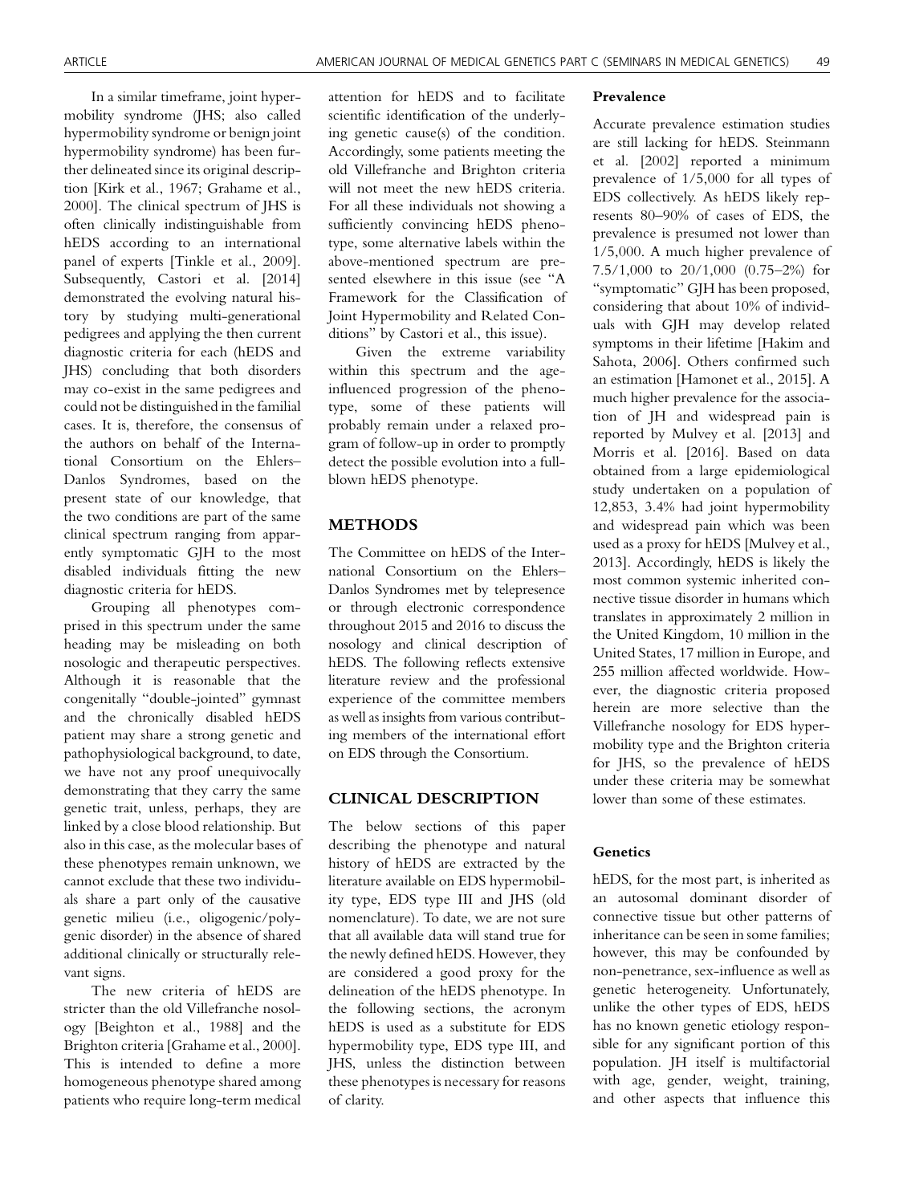In a similar timeframe, joint hypermobility syndrome (JHS; also called hypermobility syndrome or benign joint hypermobility syndrome) has been further delineated since its original description [Kirk et al., 1967; Grahame et al., 2000]. The clinical spectrum of JHS is often clinically indistinguishable from hEDS according to an international panel of experts [Tinkle et al., 2009]. Subsequently, Castori et al. [2014] demonstrated the evolving natural history by studying multi-generational pedigrees and applying the then current diagnostic criteria for each (hEDS and JHS) concluding that both disorders may co-exist in the same pedigrees and could not be distinguished in the familial cases. It is, therefore, the consensus of the authors on behalf of the International Consortium on the Ehlers–Danlos Syndromes, based on the present state of our knowledge, that the two conditions are part of the same clinical spectrum ranging from apparently symptomatic GJH to the most disabled individuals fitting the new diagnostic criteria for hEDS.

Grouping all phenotypes comprised in this spectrum under the same heading may be misleading on both nosologic and therapeutic perspectives. Although it is reasonable that the congenitally "double-jointed" gymnast and the chronically disabled hEDS patient may share a strong genetic and pathophysiological background, to date, we have not any proof unequivocally demonstrating that they carry the same genetic trait, unless, perhaps, they are linked by a close blood relationship. But also in this case, as the molecular bases of these phenotypes remain unknown, we cannot exclude that these two individuals share a part only of the causative genetic milieu (i.e., oligogenic/polygenic disorder) in the absence of shared additional clinically or structurally relevant signs.

The new criteria of hEDS are stricter than the old Villefranche nosology [Beighton et al., 1988] and the Brighton criteria [Grahame et al., 2000]. This is intended to define a more homogeneous phenotype shared among patients who require long-term medical attention for hEDS and to facilitate scientific identification of the underlying genetic cause(s) of the condition. Accordingly, some patients meeting the old Villefranche and Brighton criteria will not meet the new hEDS criteria. For all these individuals not showing a sufficiently convincing hEDS phenotype, some alternative labels within the above-mentioned spectrum are presented elsewhere in this issue (see "A Framework for the Classification of Joint Hypermobility and Related Conditions" by Castori et al., this issue).

Given the extreme variability within this spectrum and the age-influenced progression of the phenotype, some of these patients will probably remain under a relaxed program of follow-up in order to promptly detect the possible evolution into a full-blown hEDS phenotype.

## METHODS

The Committee on hEDS of the International Consortium on the Ehlers–Danlos Syndromes met by telepresence or through electronic correspondence throughout 2015 and 2016 to discuss the nosology and clinical description of hEDS. The following reflects extensive literature review and the professional experience of the committee members as well as insights from various contributing members of the international effort on EDS through the Consortium.

## CLINICAL DESCRIPTION

The below sections of this paper describing the phenotype and natural history of hEDS are extracted by the literature available on EDS hypermobility type, EDS type III and JHS (old nomenclature). To date, we are not sure that all available data will stand true for the newly defined hEDS. However, they are considered a good proxy for the delineation of the hEDS phenotype. In the following sections, the acronym hEDS is used as a substitute for EDS hypermobility type, EDS type III, and JHS, unless the distinction between these phenotypes is necessary for reasons of clarity.

### Prevalence

Accurate prevalence estimation studies are still lacking for hEDS. Steinmann et al. [2002] reported a minimum prevalence of 1/5,000 for all types of EDS collectively. As hEDS likely represents 80–90% of cases of EDS, the prevalence is presumed not lower than 1/5,000. A much higher prevalence of 7.5/1,000 to 20/1,000 (0.75–2%) for "symptomatic" GJH has been proposed, considering that about 10% of individuals with GJH may develop related symptoms in their lifetime [Hakim and Sahota, 2006]. Others confirmed such an estimation [Hamonet et al., 2015]. A much higher prevalence for the association of JH and widespread pain is reported by Mulvey et al. [2013] and Morris et al. [2016]. Based on data obtained from a large epidemiological study undertaken on a population of 12,853, 3.4% had joint hypermobility and widespread pain which was been used as a proxy for hEDS [Mulvey et al., 2013]. Accordingly, hEDS is likely the most common systemic inherited connective tissue disorder in humans which translates in approximately 2 million in the United Kingdom, 10 million in the United States, 17 million in Europe, and 255 million affected worldwide. However, the diagnostic criteria proposed herein are more selective than the Villefranche nosology for EDS hypermobility type and the Brighton criteria for JHS, so the prevalence of hEDS under these criteria may be somewhat lower than some of these estimates.

### Genetics

hEDS, for the most part, is inherited as an autosomal dominant disorder of connective tissue but other patterns of inheritance can be seen in some families; however, this may be confounded by non-penetrance, sex-influence as well as genetic heterogeneity. Unfortunately, unlike the other types of EDS, hEDS has no known genetic etiology responsible for any significant portion of this population. JH itself is multifactorial with age, gender, weight, training, and other aspects that influence this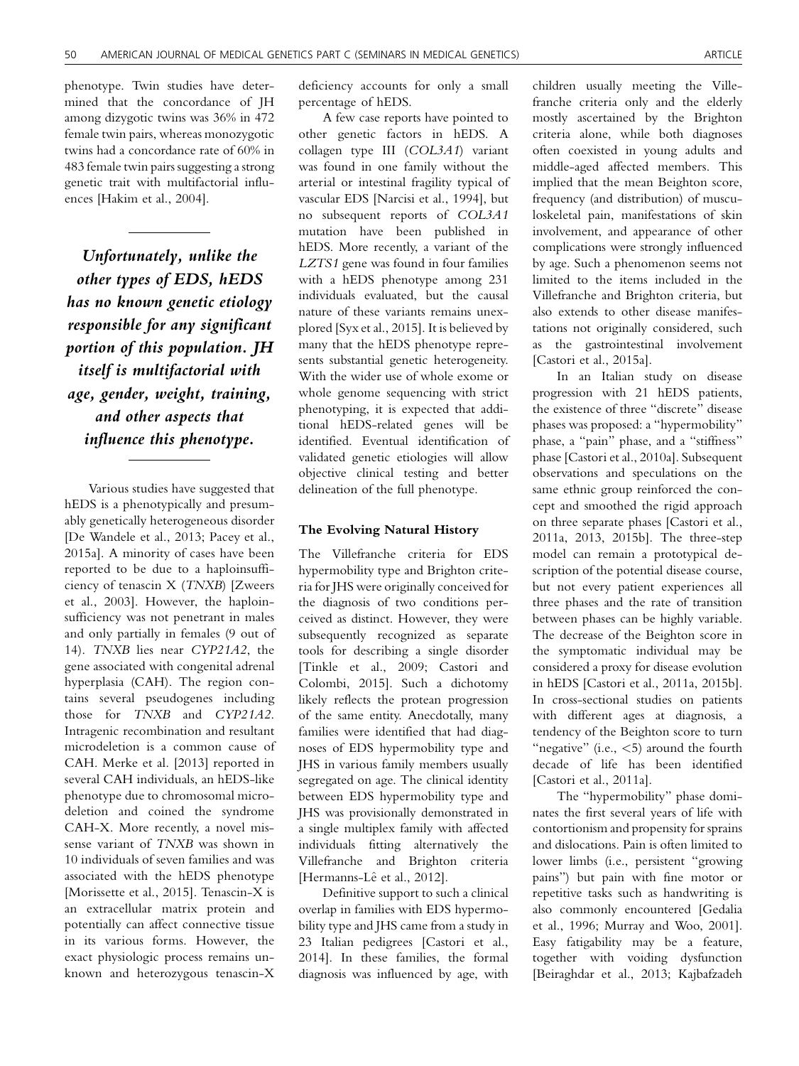phenotype. Twin studies have determined that the concordance of JH among dizygotic twins was 36% in 472 female twin pairs, whereas monozygotic twins had a concordance rate of 60% in 483 female twin pairs suggesting a strong genetic trait with multifactorial influences [Hakim et al., 2004].

> ***Unfortunately, unlike the other types of EDS, hEDS has no known genetic etiology responsible for any significant portion of this population. JH itself is multifactorial with age, gender, weight, training, and other aspects that influence this phenotype.***

Various studies have suggested that hEDS is a phenotypically and presumably genetically heterogeneous disorder [De Wandele et al., 2013; Pacey et al., 2015a]. A minority of cases have been reported to be due to a haploinsufficiency of tenascin X (*TNXB*) [Zweers et al., 2003]. However, the haploinsufficiency was not penetrant in males and only partially in females (9 out of 14). *TNXB* lies near *CYP21A2*, the gene associated with congenital adrenal hyperplasia (CAH). The region contains several pseudogenes including those for *TNXB* and *CYP21A2*. Intragenic recombination and resultant microdeletion is a common cause of CAH. Merke et al. [2013] reported in several CAH individuals, an hEDS-like phenotype due to chromosomal microdeletion and coined the syndrome CAH-X. More recently, a novel missense variant of *TNXB* was shown in 10 individuals of seven families and was associated with the hEDS phenotype [Morissette et al., 2015]. Tenascin-X is an extracellular matrix protein and potentially can affect connective tissue in its various forms. However, the exact physiologic process remains unknown and heterozygous tenascin-X deficiency accounts for only a small percentage of hEDS.

A few case reports have pointed to other genetic factors in hEDS. A collagen type III (*COL3A1*) variant was found in one family without the arterial or intestinal fragility typical of vascular EDS [Narcisi et al., 1994], but no subsequent reports of *COL3A1* mutation have been published in hEDS. More recently, a variant of the *LZTS1* gene was found in four families with a hEDS phenotype among 231 individuals evaluated, but the causal nature of these variants remains unexplored [Syx et al., 2015]. It is believed by many that the hEDS phenotype represents substantial genetic heterogeneity. With the wider use of whole exome or whole genome sequencing with strict phenotyping, it is expected that additional hEDS-related genes will be identified. Eventual identification of validated genetic etiologies will allow objective clinical testing and better delineation of the full phenotype.

### The Evolving Natural History

The Villefranche criteria for EDS hypermobility type and Brighton criteria for JHS were originally conceived for the diagnosis of two conditions perceived as distinct. However, they were subsequently recognized as separate tools for describing a single disorder [Tinkle et al., 2009; Castori and Colombi, 2015]. Such a dichotomy likely reflects the protean progression of the same entity. Anecdotally, many families were identified that had diagnoses of EDS hypermobility type and JHS in various family members usually segregated on age. The clinical identity between EDS hypermobility type and JHS was provisionally demonstrated in a single multiplex family with affected individuals fitting alternatively the Villefranche and Brighton criteria [Hermanns-Lê et al., 2012].

Definitive support to such a clinical overlap in families with EDS hypermobility type and JHS came from a study in 23 Italian pedigrees [Castori et al., 2014]. In these families, the formal diagnosis was influenced by age, with children usually meeting the Villefranche criteria only and the elderly mostly ascertained by the Brighton criteria alone, while both diagnoses often coexisted in young adults and middle-aged affected members. This implied that the mean Beighton score, frequency (and distribution) of musculoskeletal pain, manifestations of skin involvement, and appearance of other complications were strongly influenced by age. Such a phenomenon seems not limited to the items included in the Villefranche and Brighton criteria, but also extends to other disease manifestations not originally considered, such as the gastrointestinal involvement [Castori et al., 2015a].

In an Italian study on disease progression with 21 hEDS patients, the existence of three "discrete" disease phases was proposed: a "hypermobility" phase, a "pain" phase, and a "stiffness" phase [Castori et al., 2010a]. Subsequent observations and speculations on the same ethnic group reinforced the concept and smoothed the rigid approach on three separate phases [Castori et al., 2011a, 2013, 2015b]. The three-step model can remain a prototypical description of the potential disease course, but not every patient experiences all three phases and the rate of transition between phases can be highly variable. The decrease of the Beighton score in the symptomatic individual may be considered a proxy for disease evolution in hEDS [Castori et al., 2011a, 2015b]. In cross-sectional studies on patients with different ages at diagnosis, a tendency of the Beighton score to turn "negative" (i.e., <5) around the fourth decade of life has been identified [Castori et al., 2011a].

The "hypermobility" phase dominates the first several years of life with contortionism and propensity for sprains and dislocations. Pain is often limited to lower limbs (i.e., persistent "growing pains") but pain with fine motor or repetitive tasks such as handwriting is also commonly encountered [Gedalia et al., 1996; Murray and Woo, 2001]. Easy fatigability may be a feature, together with voiding dysfunction [Beiraghdar et al., 2013; Kajbafzadeh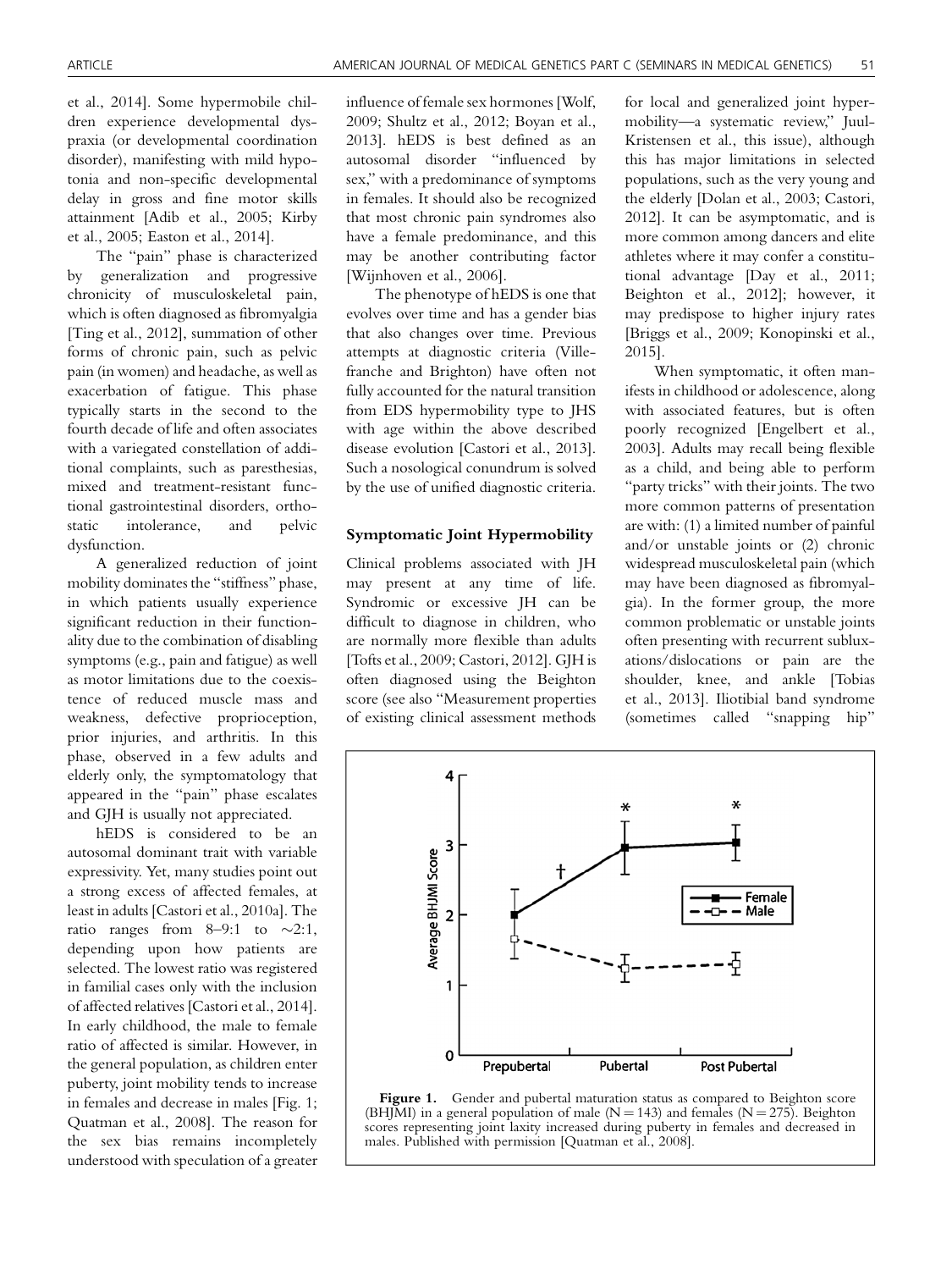et al., 2014]. Some hypermobile children experience developmental dyspraxia (or developmental coordination disorder), manifesting with mild hypotonia and non-specific developmental delay in gross and fine motor skills attainment [Adib et al., 2005; Kirby et al., 2005; Easton et al., 2014].

The "pain" phase is characterized by generalization and progressive chronicity of musculoskeletal pain, which is often diagnosed as fibromyalgia [Ting et al., 2012], summation of other forms of chronic pain, such as pelvic pain (in women) and headache, as well as exacerbation of fatigue. This phase typically starts in the second to the fourth decade of life and often associates with a variegated constellation of additional complaints, such as paresthesias, mixed and treatment-resistant functional gastrointestinal disorders, orthostatic intolerance, and pelvic dysfunction.

A generalized reduction of joint mobility dominates the "stiffness" phase, in which patients usually experience significant reduction in their functionality due to the combination of disabling symptoms (e.g., pain and fatigue) as well as motor limitations due to the coexistence of reduced muscle mass and weakness, defective proprioception, prior injuries, and arthritis. In this phase, observed in a few adults and elderly only, the symptomatology that appeared in the "pain" phase escalates and GJH is usually not appreciated.

hEDS is considered to be an autosomal dominant trait with variable expressivity. Yet, many studies point out a strong excess of affected females, at least in adults [Castori et al., 2010a]. The ratio ranges from 8–9:1 to ~2:1, depending upon how patients are selected. The lowest ratio was registered in familial cases only with the inclusion of affected relatives [Castori et al., 2014]. In early childhood, the male to female ratio of affected is similar. However, in the general population, as children enter puberty, joint mobility tends to increase in females and decrease in males [Fig. 1; Quatman et al., 2008]. The reason for the sex bias remains incompletely understood with speculation of a greater influence of female sex hormones [Wolf, 2009; Shultz et al., 2012; Boyan et al., 2013]. hEDS is best defined as an autosomal disorder "influenced by sex," with a predominance of symptoms in females. It should also be recognized that most chronic pain syndromes also have a female predominance, and this may be another contributing factor [Wijnhoven et al., 2006].

The phenotype of hEDS is one that evolves over time and has a gender bias that also changes over time. Previous attempts at diagnostic criteria (Villefranche and Brighton) have often not fully accounted for the natural transition from EDS hypermobility type to JHS with age within the above described disease evolution [Castori et al., 2013]. Such a nosological conundrum is solved by the use of unified diagnostic criteria.

### Symptomatic Joint Hypermobility

Clinical problems associated with JH may present at any time of life. Syndromic or excessive JH can be difficult to diagnose in children, who are normally more flexible than adults [Tofts et al., 2009; Castori, 2012]. GJH is often diagnosed using the Beighton score (see also "Measurement properties of existing clinical assessment methods for local and generalized joint hypermobility—a systematic review," Juul-Kristensen et al., this issue), although this has major limitations in selected populations, such as the very young and the elderly [Dolan et al., 2003; Castori, 2012]. It can be asymptomatic, and is more common among dancers and elite athletes where it may confer a constitutional advantage [Day et al., 2011; Beighton et al., 2012]; however, it may predispose to higher injury rates [Briggs et al., 2009; Konopinski et al., 2015].

When symptomatic, it often manifests in childhood or adolescence, along with associated features, but is often poorly recognized [Engelbert et al., 2003]. Adults may recall being flexible as a child, and being able to perform "party tricks" with their joints. The two more common patterns of presentation are with: (1) a limited number of painful and/or unstable joints or (2) chronic widespread musculoskeletal pain (which may have been diagnosed as fibromyalgia). In the former group, the more common problematic or unstable joints often presenting with recurrent subluxations/dislocations or pain are the shoulder, knee, and ankle [Tobias et al., 2013]. Iliotibial band syndrome (sometimes called "snapping hip"

**Figure 1.** Gender and pubertal maturation status as compared to Beighton score (BHJMI) in a general population of male (N = 143) and females (N = 275). Beighton scores representing joint laxity increased during puberty in females and decreased in males. Published with permission [Quatman et al., 2008].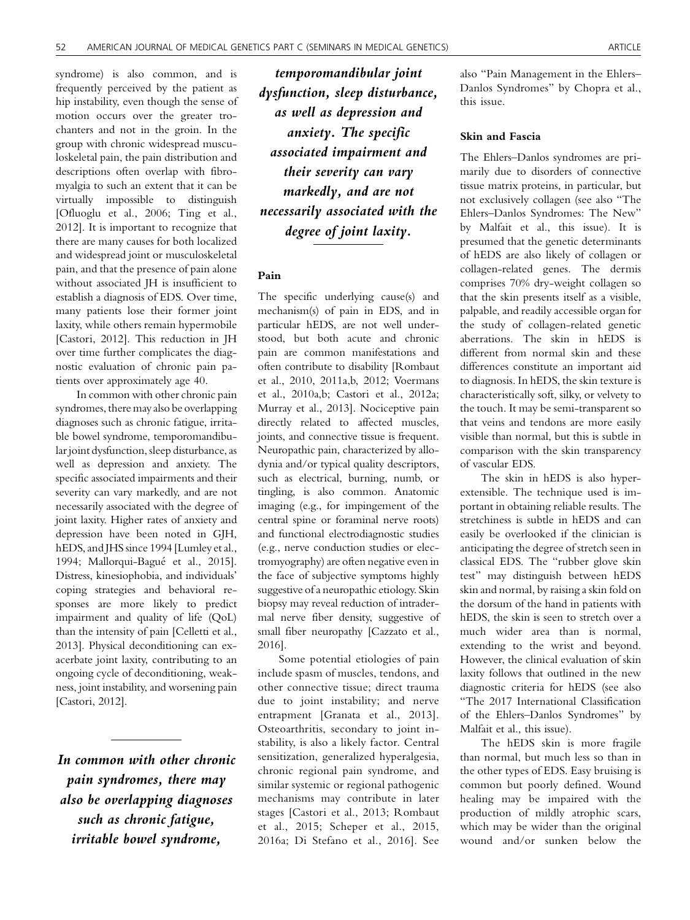syndrome) is also common, and is frequently perceived by the patient as hip instability, even though the sense of motion occurs over the greater trochanters and not in the groin. In the group with chronic widespread musculoskeletal pain, the pain distribution and descriptions often overlap with fibromyalgia to such an extent that it can be virtually impossible to distinguish [Ofluoglu et al., 2006; Ting et al., 2012]. It is important to recognize that there are many causes for both localized and widespread joint or musculoskeletal pain, and that the presence of pain alone without associated JH is insufficient to establish a diagnosis of EDS. Over time, many patients lose their former joint laxity, while others remain hypermobile [Castori, 2012]. This reduction in JH over time further complicates the diagnostic evaluation of chronic pain patients over approximately age 40.

In common with other chronic pain syndromes, there may also be overlapping diagnoses such as chronic fatigue, irritable bowel syndrome, temporomandibular joint dysfunction, sleep disturbance, as well as depression and anxiety. The specific associated impairments and their severity can vary markedly, and are not necessarily associated with the degree of joint laxity. Higher rates of anxiety and depression have been noted in GJH, hEDS, and JHS since 1994 [Lumley et al., 1994; Mallorquí-Bagué et al., 2015]. Distress, kinesiophobia, and individuals' coping strategies and behavioral responses are more likely to predict impairment and quality of life (QoL) than the intensity of pain [Celletti et al., 2013]. Physical deconditioning can exacerbate joint laxity, contributing to an ongoing cycle of deconditioning, weakness, joint instability, and worsening pain [Castori, 2012].

> ***In common with other chronic pain syndromes, there may also be overlapping diagnoses such as chronic fatigue, irritable bowel syndrome, temporomandibular joint dysfunction, sleep disturbance, as well as depression and anxiety. The specific associated impairment and their severity can vary markedly, and are not necessarily associated with the degree of joint laxity.***

#### Pain

The specific underlying cause(s) and mechanism(s) of pain in EDS, and in particular hEDS, are not well understood, but both acute and chronic pain are common manifestations and often contribute to disability [Rombaut et al., 2010, 2011a,b, 2012; Voermans et al., 2010a,b; Castori et al., 2012a; Murray et al., 2013]. Nociceptive pain directly related to affected muscles, joints, and connective tissue is frequent. Neuropathic pain, characterized by allodynia and/or typical quality descriptors, such as electrical, burning, numb, or tingling, is also common. Anatomic imaging (e.g., for impingement of the central spine or foraminal nerve roots) and functional electrodiagnostic studies (e.g., nerve conduction studies or electromyography) are often negative even in the face of subjective symptoms highly suggestive of a neuropathic etiology. Skin biopsy may reveal reduction of intradermal nerve fiber density, suggestive of small fiber neuropathy [Cazzato et al., 2016].

Some potential etiologies of pain include spasm of muscles, tendons, and other connective tissue; direct trauma due to joint instability; and nerve entrapment [Granata et al., 2013]. Osteoarthritis, secondary to joint instability, is also a likely factor. Central sensitization, generalized hyperalgesia, chronic regional pain syndrome, and similar systemic or regional pathogenic mechanisms may contribute in later stages [Castori et al., 2013; Rombaut et al., 2015; Scheper et al., 2015, 2016a; Di Stefano et al., 2016]. See also "Pain Management in the Ehlers–Danlos Syndromes" by Chopra et al., this issue.

#### Skin and Fascia

The Ehlers–Danlos syndromes are primarily due to disorders of connective tissue matrix proteins, in particular, but not exclusively collagen (see also "The Ehlers–Danlos Syndromes: The New" by Malfait et al., this issue). It is presumed that the genetic determinants of hEDS are also likely of collagen or collagen-related genes. The dermis comprises 70% dry-weight collagen so that the skin presents itself as a visible, palpable, and readily accessible organ for the study of collagen-related genetic aberrations. The skin in hEDS is different from normal skin and these differences constitute an important aid to diagnosis. In hEDS, the skin texture is characteristically soft, silky, or velvety to the touch. It may be semi-transparent so that veins and tendons are more easily visible than normal, but this is subtle in comparison with the skin transparency of vascular EDS.

The skin in hEDS is also hyperextensible. The technique used is important in obtaining reliable results. The stretchiness is subtle in hEDS and can easily be overlooked if the clinician is anticipating the degree of stretch seen in classical EDS. The "rubber glove skin test" may distinguish between hEDS skin and normal, by raising a skin fold on the dorsum of the hand in patients with hEDS, the skin is seen to stretch over a much wider area than is normal, extending to the wrist and beyond. However, the clinical evaluation of skin laxity follows that outlined in the new diagnostic criteria for hEDS (see also "The 2017 International Classification of the Ehlers–Danlos Syndromes" by Malfait et al., this issue).

The hEDS skin is more fragile than normal, but much less so than in the other types of EDS. Easy bruising is common but poorly defined. Wound healing may be impaired with the production of mildly atrophic scars, which may be wider than the original wound and/or sunken below the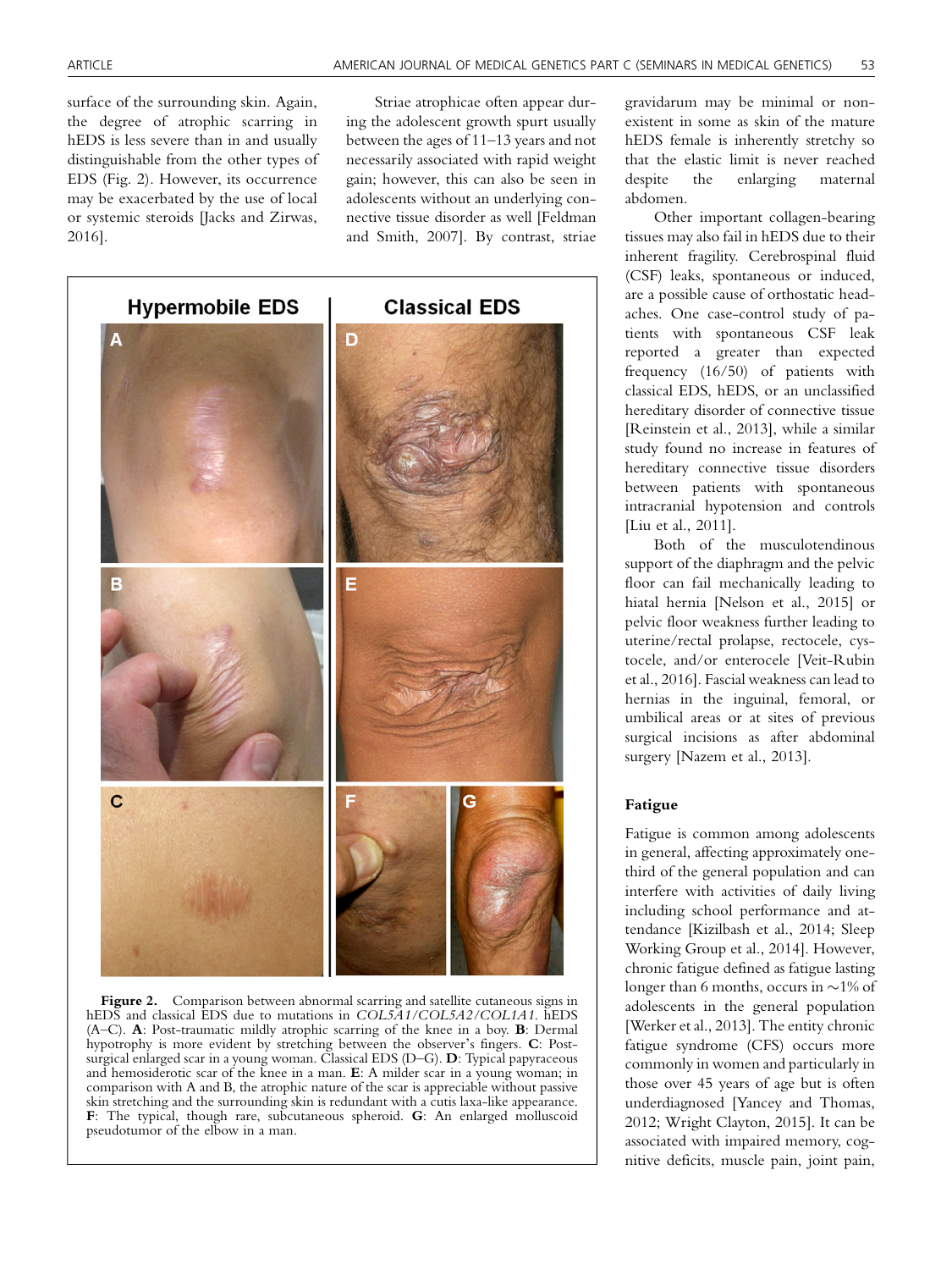surface of the surrounding skin. Again, the degree of atrophic scarring in hEDS is less severe than in and usually distinguishable from the other types of EDS (Fig. 2). However, its occurrence may be exacerbated by the use of local or systemic steroids [Jacks and Zirwas, 2016].

Striae atrophicae often appear during the adolescent growth spurt usually between the ages of 11–13 years and not necessarily associated with rapid weight gain; however, this can also be seen in adolescents without an underlying connective tissue disorder as well [Feldman and Smith, 2007]. By contrast, striae gravidarum may be minimal or nonexistent in some as skin of the mature hEDS female is inherently stretchy so that the elastic limit is never reached despite the enlarging maternal abdomen.

Other important collagen-bearing tissues may also fail in hEDS due to their inherent fragility. Cerebrospinal fluid (CSF) leaks, spontaneous or induced, are a possible cause of orthostatic headaches. One case-control study of patients with spontaneous CSF leak reported a greater than expected frequency (16/50) of patients with classical EDS, hEDS, or an unclassified hereditary disorder of connective tissue [Reinstein et al., 2013], while a similar study found no increase in features of hereditary connective tissue disorders between patients with spontaneous intracranial hypotension and controls [Liu et al., 2011].

Both of the musculotendinous support of the diaphragm and the pelvic floor can fail mechanically leading to hiatal hernia [Nelson et al., 2015] or pelvic floor weakness further leading to uterine/rectal prolapse, rectocele, cystocele, and/or enterocele [Veit-Rubin et al., 2016]. Fascial weakness can lead to hernias in the inguinal, femoral, or umbilical areas or at sites of previous surgical incisions as after abdominal surgery [Nazem et al., 2013].

**Figure 2.** Comparison between abnormal scarring and satellite cutaneous signs in hEDS and classical EDS due to mutations in *COL5A1/COL5A2/COL1A1*. hEDS (A–C). **A**: Post-traumatic mildly atrophic scarring of the knee in a boy. **B**: Dermal hypotrophy is more evident by stretching between the observer's fingers. **C**: Post-surgical enlarged scar in a young woman. Classical EDS (D–G). **D**: Typical papyraceous and hemosiderotic scar of the knee in a man. **E**: A milder scar in a young woman; in comparison with A and B, the atrophic nature of the scar is appreciable without passive skin stretching and the surrounding skin is redundant with a cutis laxa-like appearance. **F**: The typical, though rare, subcutaneous spheroid. **G**: An enlarged molluscoid pseudotumor of the elbow in a man.

## Fatigue

Fatigue is common among adolescents in general, affecting approximately one-third of the general population and can interfere with activities of daily living including school performance and attendance [Kizilbash et al., 2014; Sleep Working Group et al., 2014]. However, chronic fatigue defined as fatigue lasting longer than 6 months, occurs in ~1% of adolescents in the general population [Werker et al., 2013]. The entity chronic fatigue syndrome (CFS) occurs more commonly in women and particularly in those over 45 years of age but is often underdiagnosed [Yancey and Thomas, 2012; Wright Clayton, 2015]. It can be associated with impaired memory, cognitive deficits, muscle pain, joint pain,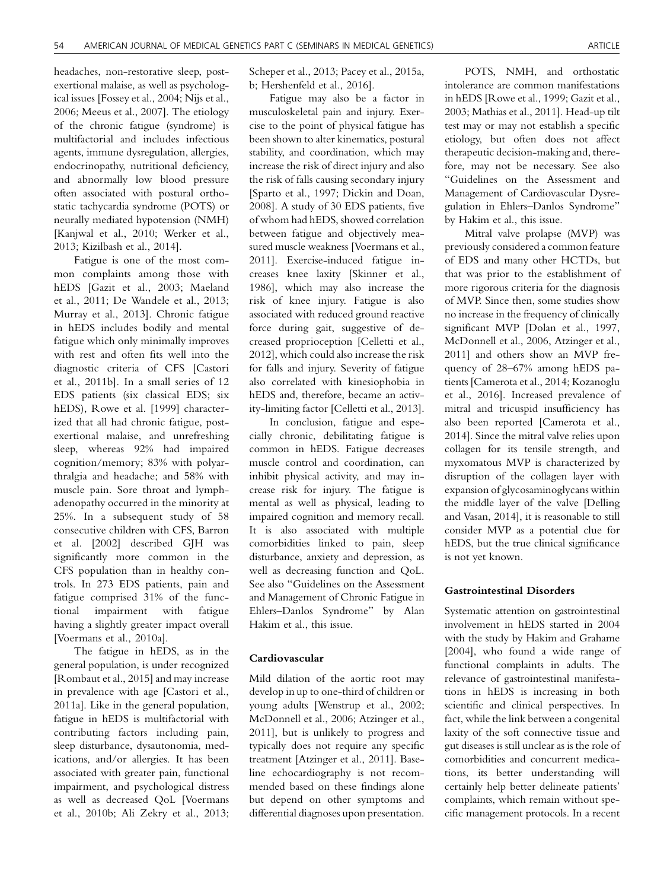headaches, non-restorative sleep, post-exertional malaise, as well as psychological issues [Fossey et al., 2004; Nijs et al., 2006; Meeus et al., 2007]. The etiology of the chronic fatigue (syndrome) is multifactorial and includes infectious agents, immune dysregulation, allergies, endocrinopathy, nutritional deficiency, and abnormally low blood pressure often associated with postural orthostatic tachycardia syndrome (POTS) or neurally mediated hypotension (NMH) [Kanjwal et al., 2010; Werker et al., 2013; Kizilbash et al., 2014].

Fatigue is one of the most common complaints among those with hEDS [Gazit et al., 2003; Maeland et al., 2011; De Wandele et al., 2013; Murray et al., 2013]. Chronic fatigue in hEDS includes bodily and mental fatigue which only minimally improves with rest and often fits well into the diagnostic criteria of CFS [Castori et al., 2011b]. In a small series of 12 EDS patients (six classical EDS; six hEDS), Rowe et al. [1999] characterized that all had chronic fatigue, post-exertional malaise, and unrefreshing sleep, whereas 92% had impaired cognition/memory; 83% with polyarthralgia and headache; and 58% with muscle pain. Sore throat and lymphadenopathy occurred in the minority at 25%. In a subsequent study of 58 consecutive children with CFS, Barron et al. [2002] described GJH was significantly more common in the CFS population than in healthy controls. In 273 EDS patients, pain and fatigue comprised 31% of the functional impairment with fatigue having a slightly greater impact overall [Voermans et al., 2010a].

The fatigue in hEDS, as in the general population, is under recognized [Rombaut et al., 2015] and may increase in prevalence with age [Castori et al., 2011a]. Like in the general population, fatigue in hEDS is multifactorial with contributing factors including pain, sleep disturbance, dysautonomia, medications, and/or allergies. It has been associated with greater pain, functional impairment, and psychological distress as well as decreased QoL [Voermans et al., 2010b; Ali Zekry et al., 2013; Scheper et al., 2013; Pacey et al., 2015a, b; Hershenfeld et al., 2016].

Fatigue may also be a factor in musculoskeletal pain and injury. Exercise to the point of physical fatigue has been shown to alter kinematics, postural stability, and coordination, which may increase the risk of direct injury and also the risk of falls causing secondary injury [Sparto et al., 1997; Dickin and Doan, 2008]. A study of 30 EDS patients, five of whom had hEDS, showed correlation between fatigue and objectively measured muscle weakness [Voermans et al., 2011]. Exercise-induced fatigue increases knee laxity [Skinner et al., 1986], which may also increase the risk of knee injury. Fatigue is also associated with reduced ground reactive force during gait, suggestive of decreased proprioception [Celletti et al., 2012], which could also increase the risk for falls and injury. Severity of fatigue also correlated with kinesiophobia in hEDS and, therefore, became an activity-limiting factor [Celletti et al., 2013].

In conclusion, fatigue and especially chronic, debilitating fatigue is common in hEDS. Fatigue decreases muscle control and coordination, can inhibit physical activity, and may increase risk for injury. The fatigue is mental as well as physical, leading to impaired cognition and memory recall. It is also associated with multiple comorbidities linked to pain, sleep disturbance, anxiety and depression, as well as decreasing function and QoL. See also "Guidelines on the Assessment and Management of Chronic Fatigue in Ehlers–Danlos Syndrome" by Alan Hakim et al., this issue.

### Cardiovascular

Mild dilation of the aortic root may develop in up to one-third of children or young adults [Wenstrup et al., 2002; McDonnell et al., 2006; Atzinger et al., 2011], but is unlikely to progress and typically does not require any specific treatment [Atzinger et al., 2011]. Baseline echocardiography is not recommended based on these findings alone but depend on other symptoms and differential diagnoses upon presentation.

POTS, NMH, and orthostatic intolerance are common manifestations in hEDS [Rowe et al., 1999; Gazit et al., 2003; Mathias et al., 2011]. Head-up tilt test may or may not establish a specific etiology, but often does not affect therapeutic decision-making and, therefore, may not be necessary. See also "Guidelines on the Assessment and Management of Cardiovascular Dysregulation in Ehlers–Danlos Syndrome" by Hakim et al., this issue.

Mitral valve prolapse (MVP) was previously considered a common feature of EDS and many other HCTDs, but that was prior to the establishment of more rigorous criteria for the diagnosis of MVP. Since then, some studies show no increase in the frequency of clinically significant MVP [Dolan et al., 1997, McDonnell et al., 2006, Atzinger et al., 2011] and others show an MVP frequency of 28–67% among hEDS patients [Camerota et al., 2014; Kozanoglu et al., 2016]. Increased prevalence of mitral and tricuspid insufficiency has also been reported [Camerota et al., 2014]. Since the mitral valve relies upon collagen for its tensile strength, and myxomatous MVP is characterized by disruption of the collagen layer with expansion of glycosaminoglycans within the middle layer of the valve [Delling and Vasan, 2014], it is reasonable to still consider MVP as a potential clue for hEDS, but the true clinical significance is not yet known.

### Gastrointestinal Disorders

Systematic attention on gastrointestinal involvement in hEDS started in 2004 with the study by Hakim and Grahame [2004], who found a wide range of functional complaints in adults. The relevance of gastrointestinal manifestations in hEDS is increasing in both scientific and clinical perspectives. In fact, while the link between a congenital laxity of the soft connective tissue and gut diseases is still unclear as is the role of comorbidities and concurrent medications, its better understanding will certainly help better delineate patients' complaints, which remain without specific management protocols. In a recent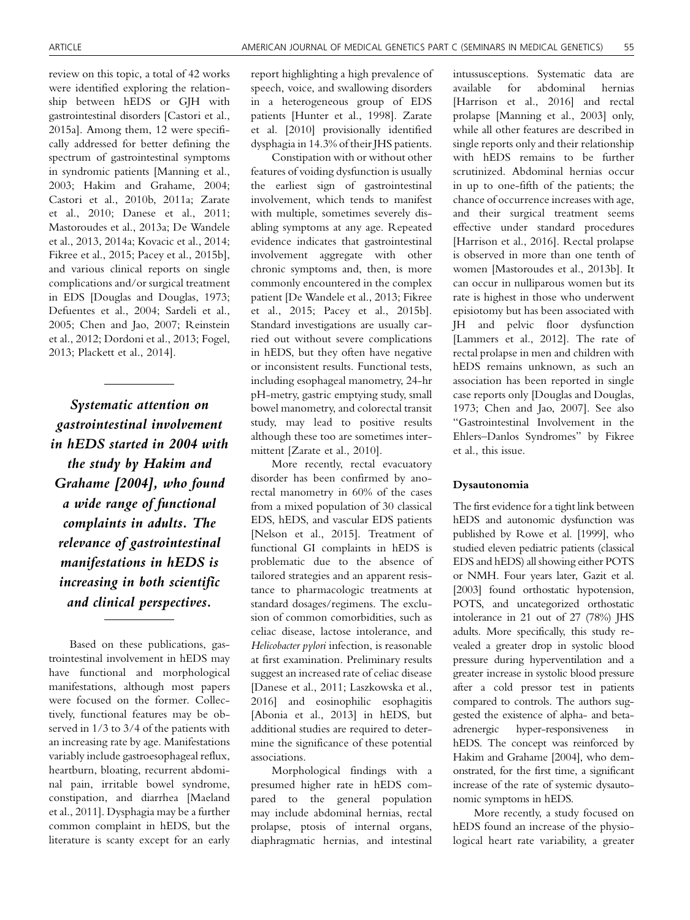review on this topic, a total of 42 works were identified exploring the relationship between hEDS or GJH with gastrointestinal disorders [Castori et al., 2015a]. Among them, 12 were specifically addressed for better defining the spectrum of gastrointestinal symptoms in syndromic patients [Manning et al., 2003; Hakim and Grahame, 2004; Castori et al., 2010b, 2011a; Zarate et al., 2010; Danese et al., 2011; Mastoroudes et al., 2013a; De Wandele et al., 2013, 2014a; Kovacic et al., 2014; Fikree et al., 2015; Pacey et al., 2015b], and various clinical reports on single complications and/or surgical treatment in EDS [Douglas and Douglas, 1973; Defuentes et al., 2004; Sardeli et al., 2005; Chen and Jao, 2007; Reinstein et al., 2012; Dordoni et al., 2013; Fogel, 2013; Plackett et al., 2014].

*Systematic attention on gastrointestinal involvement in hEDS started in 2004 with the study by Hakim and Grahame [2004], who found a wide range of functional complaints in adults. The relevance of gastrointestinal manifestations in hEDS is increasing in both scientific and clinical perspectives.*

Based on these publications, gastrointestinal involvement in hEDS may have functional and morphological manifestations, although most papers were focused on the former. Collectively, functional features may be observed in 1/3 to 3/4 of the patients with an increasing rate by age. Manifestations variably include gastroesophageal reflux, heartburn, bloating, recurrent abdominal pain, irritable bowel syndrome, constipation, and diarrhea [Maeland et al., 2011]. Dysphagia may be a further common complaint in hEDS, but the literature is scanty except for an early report highlighting a high prevalence of speech, voice, and swallowing disorders in a heterogeneous group of EDS patients [Hunter et al., 1998]. Zarate et al. [2010] provisionally identified dysphagia in 14.3% of their JHS patients.

Constipation with or without other features of voiding dysfunction is usually the earliest sign of gastrointestinal involvement, which tends to manifest with multiple, sometimes severely disabling symptoms at any age. Repeated evidence indicates that gastrointestinal involvement aggregate with other chronic symptoms and, then, is more commonly encountered in the complex patient [De Wandele et al., 2013; Fikree et al., 2015; Pacey et al., 2015b]. Standard investigations are usually carried out without severe complications in hEDS, but they often have negative or inconsistent results. Functional tests, including esophageal manometry, 24-hr pH-metry, gastric emptying study, small bowel manometry, and colorectal transit study, may lead to positive results although these too are sometimes intermittent [Zarate et al., 2010].

More recently, rectal evacuatory disorder has been confirmed by anorectal manometry in 60% of the cases from a mixed population of 30 classical EDS, hEDS, and vascular EDS patients [Nelson et al., 2015]. Treatment of functional GI complaints in hEDS is problematic due to the absence of tailored strategies and an apparent resistance to pharmacologic treatments at standard dosages/regimens. The exclusion of common comorbidities, such as celiac disease, lactose intolerance, and *Helicobacter pylori* infection, is reasonable at first examination. Preliminary results suggest an increased rate of celiac disease [Danese et al., 2011; Laszkowska et al., 2016] and eosinophilic esophagitis [Abonia et al., 2013] in hEDS, but additional studies are required to determine the significance of these potential associations.

Morphological findings with a presumed higher rate in hEDS compared to the general population may include abdominal hernias, rectal prolapse, ptosis of internal organs, diaphragmatic hernias, and intestinal intussusceptions. Systematic data are available for abdominal hernias [Harrison et al., 2016] and rectal prolapse [Manning et al., 2003] only, while all other features are described in single reports only and their relationship with hEDS remains to be further scrutinized. Abdominal hernias occur in up to one-fifth of the patients; the chance of occurrence increases with age, and their surgical treatment seems effective under standard procedures [Harrison et al., 2016]. Rectal prolapse is observed in more than one tenth of women [Mastoroudes et al., 2013b]. It can occur in nulliparous women but its rate is highest in those who underwent episiotomy but has been associated with JH and pelvic floor dysfunction [Lammers et al., 2012]. The rate of rectal prolapse in men and children with hEDS remains unknown, as such an association has been reported in single case reports only [Douglas and Douglas, 1973; Chen and Jao, 2007]. See also "Gastrointestinal Involvement in the Ehlers–Danlos Syndromes" by Fikree et al., this issue.

### Dysautonomia

The first evidence for a tight link between hEDS and autonomic dysfunction was published by Rowe et al. [1999], who studied eleven pediatric patients (classical EDS and hEDS) all showing either POTS or NMH. Four years later, Gazit et al. [2003] found orthostatic hypotension, POTS, and uncategorized orthostatic intolerance in 21 out of 27 (78%) JHS adults. More specifically, this study revealed a greater drop in systolic blood pressure during hyperventilation and a greater increase in systolic blood pressure after a cold pressor test in patients compared to controls. The authors suggested the existence of alpha- and beta-adrenergic hyper-responsiveness in hEDS. The concept was reinforced by Hakim and Grahame [2004], who demonstrated, for the first time, a significant increase of the rate of systemic dysautonomic symptoms in hEDS.

More recently, a study focused on hEDS found an increase of the physiological heart rate variability, a greater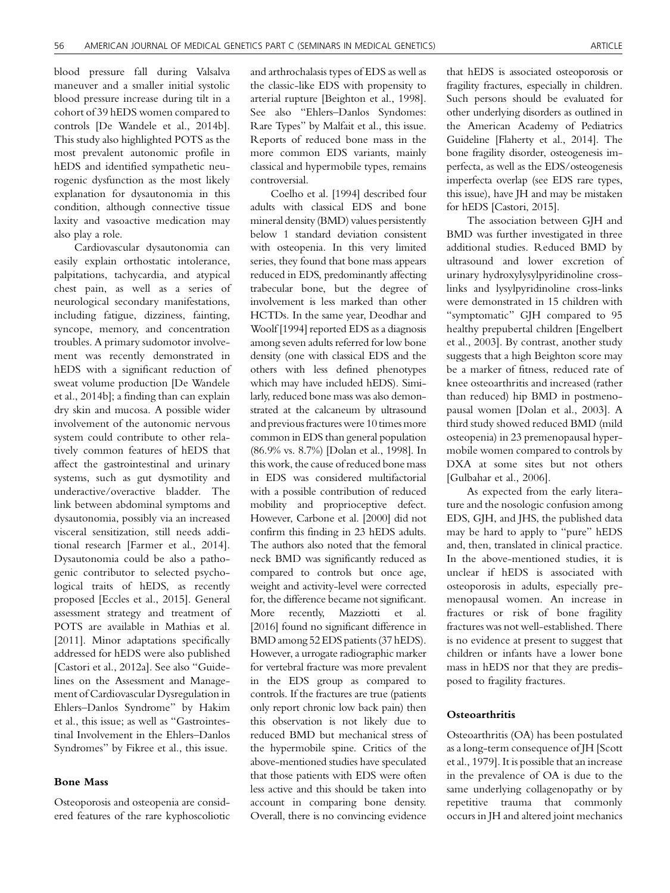blood pressure fall during Valsalva maneuver and a smaller initial systolic blood pressure increase during tilt in a cohort of 39 hEDS women compared to controls [De Wandele et al., 2014b]. This study also highlighted POTS as the most prevalent autonomic profile in hEDS and identified sympathetic neurogenic dysfunction as the most likely explanation for dysautonomia in this condition, although connective tissue laxity and vasoactive medication may also play a role.

Cardiovascular dysautonomia can easily explain orthostatic intolerance, palpitations, tachycardia, and atypical chest pain, as well as a series of neurological secondary manifestations, including fatigue, dizziness, fainting, syncope, memory, and concentration troubles. A primary sudomotor involvement was recently demonstrated in hEDS with a significant reduction of sweat volume production [De Wandele et al., 2014b]; a finding than can explain dry skin and mucosa. A possible wider involvement of the autonomic nervous system could contribute to other relatively common features of hEDS that affect the gastrointestinal and urinary systems, such as gut dysmotility and underactive/overactive bladder. The link between abdominal symptoms and dysautonomia, possibly via an increased visceral sensitization, still needs additional research [Farmer et al., 2014]. Dysautonomia could be also a pathogenic contributor to selected psychological traits of hEDS, as recently proposed [Eccles et al., 2015]. General assessment strategy and treatment of POTS are available in Mathias et al. [2011]. Minor adaptations specifically addressed for hEDS were also published [Castori et al., 2012a]. See also "Guidelines on the Assessment and Management of Cardiovascular Dysregulation in Ehlers–Danlos Syndrome" by Hakim et al., this issue; as well as "Gastrointestinal Involvement in the Ehlers–Danlos Syndromes" by Fikree et al., this issue.

### Bone Mass

Osteoporosis and osteopenia are considered features of the rare kyphoscoliotic and arthrochalasis types of EDS as well as the classic-like EDS with propensity to arterial rupture [Beighton et al., 1998]. See also "Ehlers–Danlos Syndomes: Rare Types" by Malfait et al., this issue. Reports of reduced bone mass in the more common EDS variants, mainly classical and hypermobile types, remains controversial.

Coelho et al. [1994] described four adults with classical EDS and bone mineral density (BMD) values persistently below 1 standard deviation consistent with osteopenia. In this very limited series, they found that bone mass appears reduced in EDS, predominantly affecting trabecular bone, but the degree of involvement is less marked than other HCTDs. In the same year, Deodhar and Woolf [1994] reported EDS as a diagnosis among seven adults referred for low bone density (one with classical EDS and the others with less defined phenotypes which may have included hEDS). Similarly, reduced bone mass was also demonstrated at the calcaneum by ultrasound and previous fractures were 10 times more common in EDS than general population (86.9% vs. 8.7%) [Dolan et al., 1998]. In this work, the cause of reduced bone mass in EDS was considered multifactorial with a possible contribution of reduced mobility and proprioceptive defect. However, Carbone et al. [2000] did not confirm this finding in 23 hEDS adults. The authors also noted that the femoral neck BMD was significantly reduced as compared to controls but once age, weight and activity-level were corrected for, the difference became not significant. More recently, Mazziotti et al. [2016] found no significant difference in BMD among 52 EDS patients (37 hEDS). However, a urrogate radiographic marker for vertebral fracture was more prevalent in the EDS group as compared to controls. If the fractures are true (patients only report chronic low back pain) then this observation is not likely due to reduced BMD but mechanical stress of the hypermobile spine. Critics of the above-mentioned studies have speculated that those patients with EDS were often less active and this should be taken into account in comparing bone density. Overall, there is no convincing evidence that hEDS is associated osteoporosis or fragility fractures, especially in children. Such persons should be evaluated for other underlying disorders as outlined in the American Academy of Pediatrics Guideline [Flaherty et al., 2014]. The bone fragility disorder, osteogenesis imperfecta, as well as the EDS/osteogenesis imperfecta overlap (see EDS rare types, this issue), have JH and may be mistaken for hEDS [Castori, 2015].

The association between GJH and BMD was further investigated in three additional studies. Reduced BMD by ultrasound and lower excretion of urinary hydroxylysylpyridinoline cross-links and lysylpyridinoline cross-links were demonstrated in 15 children with "symptomatic" GJH compared to 95 healthy prepubertal children [Engelbert et al., 2003]. By contrast, another study suggests that a high Beighton score may be a marker of fitness, reduced rate of knee osteoarthritis and increased (rather than reduced) hip BMD in postmenopausal women [Dolan et al., 2003]. A third study showed reduced BMD (mild osteopenia) in 23 premenopausal hypermobile women compared to controls by DXA at some sites but not others [Gulbahar et al., 2006].

As expected from the early literature and the nosologic confusion among EDS, GJH, and JHS, the published data may be hard to apply to "pure" hEDS and, then, translated in clinical practice. In the above-mentioned studies, it is unclear if hEDS is associated with osteoporosis in adults, especially premenopausal women. An increase in fractures or risk of bone fragility fractures was not well-established. There is no evidence at present to suggest that children or infants have a lower bone mass in hEDS nor that they are predisposed to fragility fractures.

### Osteoarthritis

Osteoarthritis (OA) has been postulated as a long-term consequence of JH [Scott et al., 1979]. It is possible that an increase in the prevalence of OA is due to the same underlying collagenopathy or by repetitive trauma that commonly occurs in JH and altered joint mechanics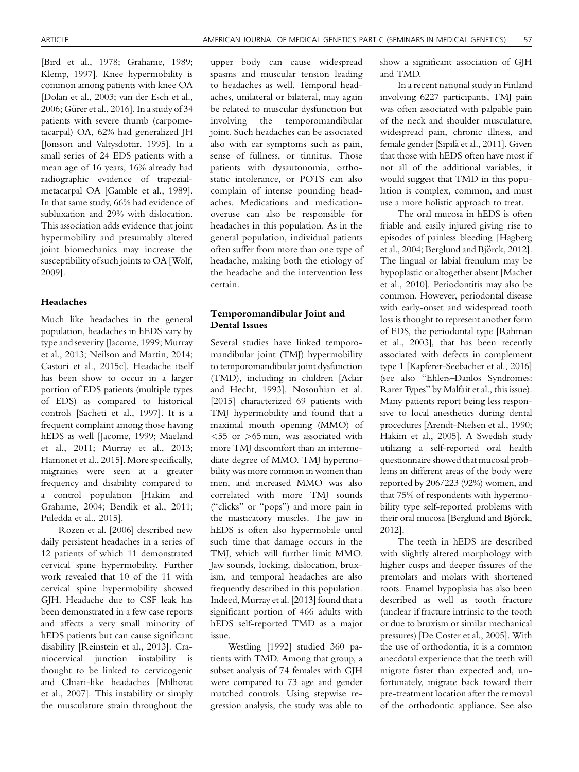[Bird et al., 1978; Grahame, 1989; Klemp, 1997]. Knee hypermobility is common among patients with knee OA [Dolan et al., 2003; van der Esch et al., 2006; Gürer et al., 2016]. In a study of 34 patients with severe thumb (carpometacarpal) OA, 62% had generalized JH [Jonsson and Valtysdottir, 1995]. In a small series of 24 EDS patients with a mean age of 16 years, 16% already had radiographic evidence of trapezial-metacarpal OA [Gamble et al., 1989]. In that same study, 66% had evidence of subluxation and 29% with dislocation. This association adds evidence that joint hypermobility and presumably altered joint biomechanics may increase the susceptibility of such joints to OA [Wolf, 2009].

### Headaches

Much like headaches in the general population, headaches in hEDS vary by type and severity [Jacome, 1999; Murray et al., 2013; Neilson and Martin, 2014; Castori et al., 2015c]. Headache itself has been show to occur in a larger portion of EDS patients (multiple types of EDS) as compared to historical controls [Sacheti et al., 1997]. It is a frequent complaint among those having hEDS as well [Jacome, 1999; Maeland et al., 2011; Murray et al., 2013; Hamonet et al., 2015]. More specifically, migraines were seen at a greater frequency and disability compared to a control population [Hakim and Grahame, 2004; Bendik et al., 2011; Puledda et al., 2015].

Rozen et al. [2006] described new daily persistent headaches in a series of 12 patients of which 11 demonstrated cervical spine hypermobility. Further work revealed that 10 of the 11 with cervical spine hypermobility showed GJH. Headache due to CSF leak has been demonstrated in a few case reports and affects a very small minority of hEDS patients but can cause significant disability [Reinstein et al., 2013]. Craniocervical junction instability is thought to be linked to cervicogenic and Chiari-like headaches [Milhorat et al., 2007]. This instability or simply the musculature strain throughout the upper body can cause widespread spasms and muscular tension leading to headaches as well. Temporal headaches, unilateral or bilateral, may again be related to muscular dysfunction but involving the temporomandibular joint. Such headaches can be associated also with ear symptoms such as pain, sense of fullness, or tinnitus. Those patients with dysautonomia, orthostatic intolerance, or POTS can also complain of intense pounding headaches. Medications and medication-overuse can also be responsible for headaches in this population. As in the general population, individual patients often suffer from more than one type of headache, making both the etiology of the headache and the intervention less certain.

### Temporomandibular Joint and Dental Issues

Several studies have linked temporomandibular joint (TMJ) hypermobility to temporomandibular joint dysfunction (TMD), including in children [Adair and Hecht, 1993]. Nosouhian et al. [2015] characterized 69 patients with TMJ hypermobility and found that a maximal mouth opening (MMO) of <55 or >65 mm, was associated with more TMJ discomfort than an intermediate degree of MMO. TMJ hypermobility was more common in women than men, and increased MMO was also correlated with more TMJ sounds ("clicks" or "pops") and more pain in the masticatory muscles. The jaw in hEDS is often also hypermobile until such time that damage occurs in the TMJ, which will further limit MMO. Jaw sounds, locking, dislocation, bruxism, and temporal headaches are also frequently described in this population. Indeed, Murray et al. [2013] found that a significant portion of 466 adults with hEDS self-reported TMD as a major issue.

Westling [1992] studied 360 patients with TMD. Among that group, a subset analysis of 74 females with GJH were compared to 73 age and gender matched controls. Using stepwise regression analysis, the study was able to show a significant association of GJH and TMD.

In a recent national study in Finland involving 6227 participants, TMJ pain was often associated with palpable pain of the neck and shoulder musculature, widespread pain, chronic illness, and female gender [Sipilä et al., 2011]. Given that those with hEDS often have most if not all of the additional variables, it would suggest that TMD in this population is complex, common, and must use a more holistic approach to treat.

The oral mucosa in hEDS is often friable and easily injured giving rise to episodes of painless bleeding [Hagberg et al., 2004; Berglund and Björck, 2012]. The lingual or labial frenulum may be hypoplastic or altogether absent [Machet et al., 2010]. Periodontitis may also be common. However, periodontal disease with early-onset and widespread tooth loss is thought to represent another form of EDS, the periodontal type [Rahman et al., 2003], that has been recently associated with defects in complement type 1 [Kapferer-Seebacher et al., 2016] (see also "Ehlers–Danlos Syndromes: Rarer Types" by Malfait et al., this issue). Many patients report being less responsive to local anesthetics during dental procedures [Arendt-Nielsen et al., 1990; Hakim et al., 2005]. A Swedish study utilizing a self-reported oral health questionnaire showed that mucosal problems in different areas of the body were reported by 206/223 (92%) women, and that 75% of respondents with hypermobility type self-reported problems with their oral mucosa [Berglund and Björck, 2012].

The teeth in hEDS are described with slightly altered morphology with higher cusps and deeper fissures of the premolars and molars with shortened roots. Enamel hypoplasia has also been described as well as tooth fracture (unclear if fracture intrinsic to the tooth or due to bruxism or similar mechanical pressures) [De Coster et al., 2005]. With the use of orthodontia, it is a common anecdotal experience that the teeth will migrate faster than expected and, unfortunately, migrate back toward their pre-treatment location after the removal of the orthodontic appliance. See also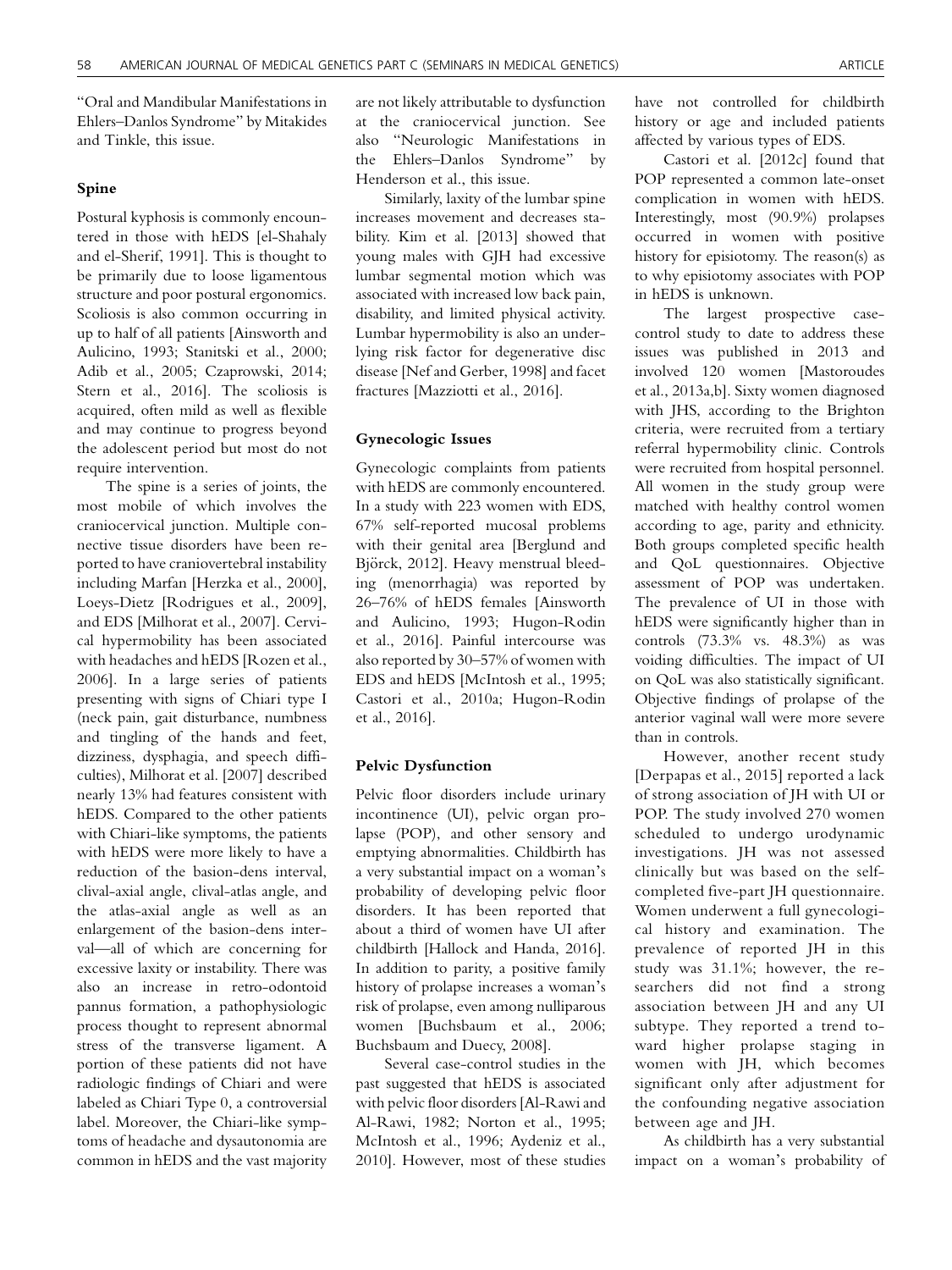"Oral and Mandibular Manifestations in Ehlers–Danlos Syndrome" by Mitakides and Tinkle, this issue.

### Spine

Postural kyphosis is commonly encountered in those with hEDS [el-Shahaly and el-Sherif, 1991]. This is thought to be primarily due to loose ligamentous structure and poor postural ergonomics. Scoliosis is also common occurring in up to half of all patients [Ainsworth and Aulicino, 1993; Stanitski et al., 2000; Adib et al., 2005; Czaprowski, 2014; Stern et al., 2016]. The scoliosis is acquired, often mild as well as flexible and may continue to progress beyond the adolescent period but most do not require intervention.

The spine is a series of joints, the most mobile of which involves the craniocervical junction. Multiple connective tissue disorders have been reported to have craniovertebral instability including Marfan [Herzka et al., 2000], Loeys-Dietz [Rodrigues et al., 2009], and EDS [Milhorat et al., 2007]. Cervical hypermobility has been associated with headaches and hEDS [Rozen et al., 2006]. In a large series of patients presenting with signs of Chiari type I (neck pain, gait disturbance, numbness and tingling of the hands and feet, dizziness, dysphagia, and speech difficulties), Milhorat et al. [2007] described nearly 13% had features consistent with hEDS. Compared to the other patients with Chiari-like symptoms, the patients with hEDS were more likely to have a reduction of the basion-dens interval, clival-axial angle, clival-atlas angle, and the atlas-axial angle as well as an enlargement of the basion-dens interval—all of which are concerning for excessive laxity or instability. There was also an increase in retro-odontoid pannus formation, a pathophysiologic process thought to represent abnormal stress of the transverse ligament. A portion of these patients did not have radiologic findings of Chiari and were labeled as Chiari Type 0, a controversial label. Moreover, the Chiari-like symptoms of headache and dysautonomia are common in hEDS and the vast majority are not likely attributable to dysfunction at the craniocervical junction. See also "Neurologic Manifestations in the Ehlers–Danlos Syndrome" by Henderson et al., this issue.

Similarly, laxity of the lumbar spine increases movement and decreases stability. Kim et al. [2013] showed that young males with GJH had excessive lumbar segmental motion which was associated with increased low back pain, disability, and limited physical activity. Lumbar hypermobility is also an underlying risk factor for degenerative disc disease [Nef and Gerber, 1998] and facet fractures [Mazziotti et al., 2016].

### Gynecologic Issues

Gynecologic complaints from patients with hEDS are commonly encountered. In a study with 223 women with EDS, 67% self-reported mucosal problems with their genital area [Berglund and Björck, 2012]. Heavy menstrual bleeding (menorrhagia) was reported by 26–76% of hEDS females [Ainsworth and Aulicino, 1993; Hugon-Rodin et al., 2016]. Painful intercourse was also reported by 30–57% of women with EDS and hEDS [McIntosh et al., 1995; Castori et al., 2010a; Hugon-Rodin et al., 2016].

### Pelvic Dysfunction

Pelvic floor disorders include urinary incontinence (UI), pelvic organ prolapse (POP), and other sensory and emptying abnormalities. Childbirth has a very substantial impact on a woman's probability of developing pelvic floor disorders. It has been reported that about a third of women have UI after childbirth [Hallock and Handa, 2016]. In addition to parity, a positive family history of prolapse increases a woman's risk of prolapse, even among nulliparous women [Buchsbaum et al., 2006; Buchsbaum and Duecy, 2008].

Several case-control studies in the past suggested that hEDS is associated with pelvic floor disorders [Al-Rawi and Al-Rawi, 1982; Norton et al., 1995; McIntosh et al., 1996; Aydeniz et al., 2010]. However, most of these studies have not controlled for childbirth history or age and included patients affected by various types of EDS.

Castori et al. [2012c] found that POP represented a common late-onset complication in women with hEDS. Interestingly, most (90.9%) prolapses occurred in women with positive history for episiotomy. The reason(s) as to why episiotomy associates with POP in hEDS is unknown.

The largest prospective case-control study to date to address these issues was published in 2013 and involved 120 women [Mastoroudes et al., 2013a,b]. Sixty women diagnosed with JHS, according to the Brighton criteria, were recruited from a tertiary referral hypermobility clinic. Controls were recruited from hospital personnel. All women in the study group were matched with healthy control women according to age, parity and ethnicity. Both groups completed specific health and QoL questionnaires. Objective assessment of POP was undertaken. The prevalence of UI in those with hEDS were significantly higher than in controls (73.3% vs. 48.3%) as was voiding difficulties. The impact of UI on QoL was also statistically significant. Objective findings of prolapse of the anterior vaginal wall were more severe than in controls.

However, another recent study [Derpapas et al., 2015] reported a lack of strong association of JH with UI or POP. The study involved 270 women scheduled to undergo urodynamic investigations. JH was not assessed clinically but was based on the self-completed five-part JH questionnaire. Women underwent a full gynecological history and examination. The prevalence of reported JH in this study was 31.1%; however, the researchers did not find a strong association between JH and any UI subtype. They reported a trend toward higher prolapse staging in women with JH, which becomes significant only after adjustment for the confounding negative association between age and JH.

As childbirth has a very substantial impact on a woman's probability of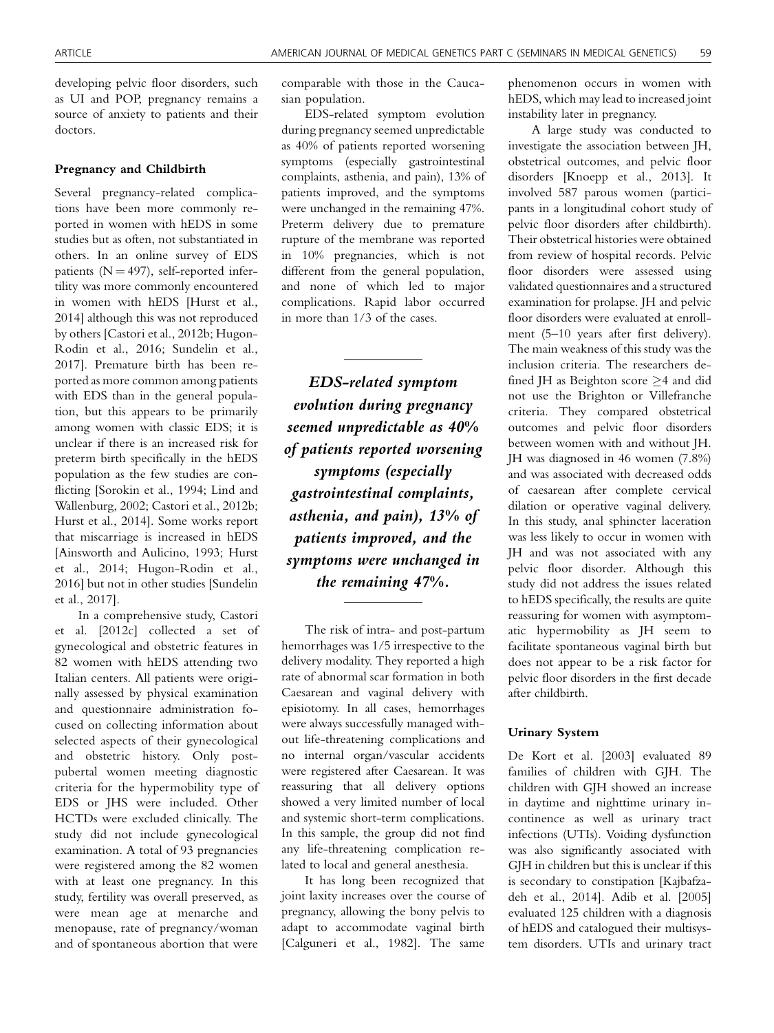developing pelvic floor disorders, such as UI and POP, pregnancy remains a source of anxiety to patients and their doctors.

### Pregnancy and Childbirth

Several pregnancy-related complications have been more commonly reported in women with hEDS in some studies but as often, not substantiated in others. In an online survey of EDS patients (N = 497), self-reported infertility was more commonly encountered in women with hEDS [Hurst et al., 2014] although this was not reproduced by others [Castori et al., 2012b; Hugon-Rodin et al., 2016; Sundelin et al., 2017]. Premature birth has been reported as more common among patients with EDS than in the general population, but this appears to be primarily among women with classic EDS; it is unclear if there is an increased risk for preterm birth specifically in the hEDS population as the few studies are conflicting [Sorokin et al., 1994; Lind and Wallenburg, 2002; Castori et al., 2012b; Hurst et al., 2014]. Some works report that miscarriage is increased in hEDS [Ainsworth and Aulicino, 1993; Hurst et al., 2014; Hugon-Rodin et al., 2016] but not in other studies [Sundelin et al., 2017].

In a comprehensive study, Castori et al. [2012c] collected a set of gynecological and obstetric features in 82 women with hEDS attending two Italian centers. All patients were originally assessed by physical examination and questionnaire administration focused on collecting information about selected aspects of their gynecological and obstetric history. Only post-pubertal women meeting diagnostic criteria for the hypermobility type of EDS or JHS were included. Other HCTDs were excluded clinically. The study did not include gynecological examination. A total of 93 pregnancies were registered among the 82 women with at least one pregnancy. In this study, fertility was overall preserved, as were mean age at menarche and menopause, rate of pregnancy/woman and of spontaneous abortion that were comparable with those in the Caucasian population.

EDS-related symptom evolution during pregnancy seemed unpredictable as 40% of patients reported worsening symptoms (especially gastrointestinal complaints, asthenia, and pain), 13% of patients improved, and the symptoms were unchanged in the remaining 47%. Preterm delivery due to premature rupture of the membrane was reported in 10% pregnancies, which is not different from the general population, and none of which led to major complications. Rapid labor occurred in more than 1/3 of the cases.

> ***EDS-related symptom evolution during pregnancy seemed unpredictable as 40% of patients reported worsening symptoms (especially gastrointestinal complaints, asthenia, and pain), 13% of patients improved, and the symptoms were unchanged in the remaining 47%.***

The risk of intra- and post-partum hemorrhages was 1/5 irrespective to the delivery modality. They reported a high rate of abnormal scar formation in both Caesarean and vaginal delivery with episiotomy. In all cases, hemorrhages were always successfully managed without life-threatening complications and no internal organ/vascular accidents were registered after Caesarean. It was reassuring that all delivery options showed a very limited number of local and systemic short-term complications. In this sample, the group did not find any life-threatening complication related to local and general anesthesia.

It has long been recognized that joint laxity increases over the course of pregnancy, allowing the bony pelvis to adapt to accommodate vaginal birth [Calguneri et al., 1982]. The same phenomenon occurs in women with hEDS, which may lead to increased joint instability later in pregnancy.

A large study was conducted to investigate the association between JH, obstetrical outcomes, and pelvic floor disorders [Knoepp et al., 2013]. It involved 587 parous women (participants in a longitudinal cohort study of pelvic floor disorders after childbirth). Their obstetrical histories were obtained from review of hospital records. Pelvic floor disorders were assessed using validated questionnaires and a structured examination for prolapse. JH and pelvic floor disorders were evaluated at enrollment (5–10 years after first delivery). The main weakness of this study was the inclusion criteria. The researchers defined JH as Beighton score ≥4 and did not use the Brighton or Villefranche criteria. They compared obstetrical outcomes and pelvic floor disorders between women with and without JH. JH was diagnosed in 46 women (7.8%) and was associated with decreased odds of caesarean after complete cervical dilation or operative vaginal delivery. In this study, anal sphincter laceration was less likely to occur in women with JH and was not associated with any pelvic floor disorder. Although this study did not address the issues related to hEDS specifically, the results are quite reassuring for women with asymptomatic hypermobility as JH seem to facilitate spontaneous vaginal birth but does not appear to be a risk factor for pelvic floor disorders in the first decade after childbirth.

### Urinary System

De Kort et al. [2003] evaluated 89 families of children with GJH. The children with GJH showed an increase in daytime and nighttime urinary incontinence as well as urinary tract infections (UTIs). Voiding dysfunction was also significantly associated with GJH in children but this is unclear if this is secondary to constipation [Kajbafzadeh et al., 2014]. Adib et al. [2005] evaluated 125 children with a diagnosis of hEDS and catalogued their multisystem disorders. UTIs and urinary tract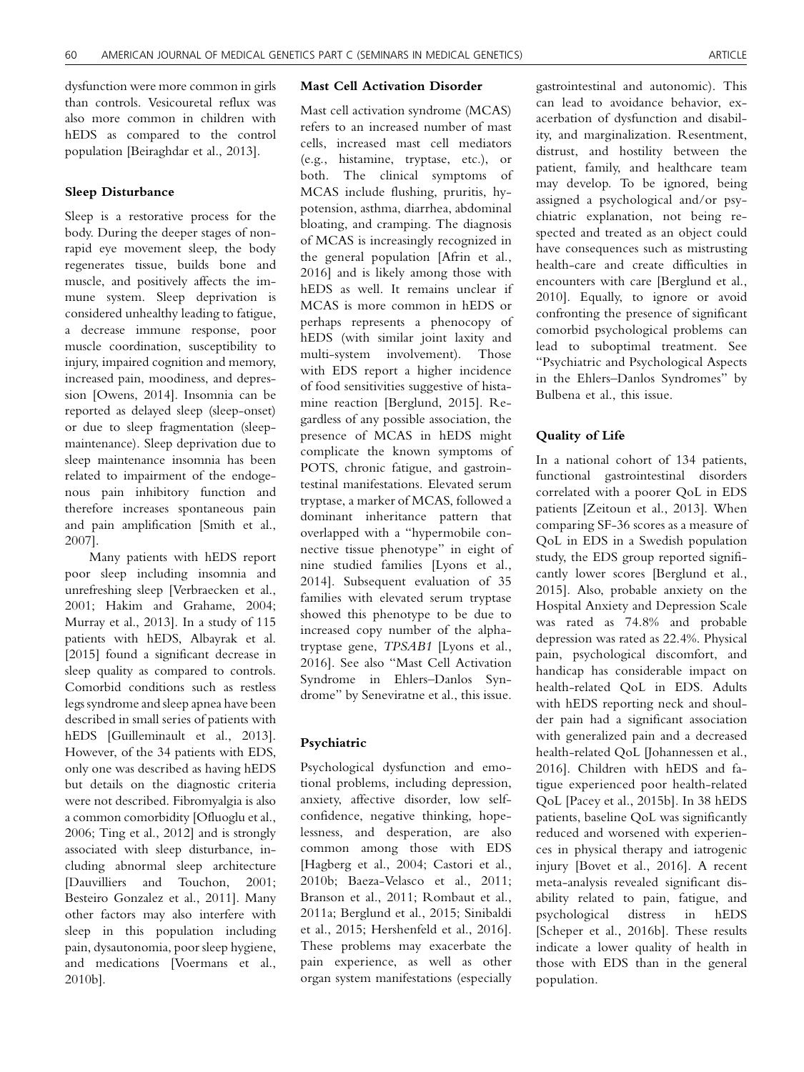dysfunction were more common in girls than controls. Vesicouretal reflux was also more common in children with hEDS as compared to the control population [Beiraghdar et al., 2013].

### Sleep Disturbance

Sleep is a restorative process for the body. During the deeper stages of non-rapid eye movement sleep, the body regenerates tissue, builds bone and muscle, and positively affects the immune system. Sleep deprivation is considered unhealthy leading to fatigue, a decrease immune response, poor muscle coordination, susceptibility to injury, impaired cognition and memory, increased pain, moodiness, and depression [Owens, 2014]. Insomnia can be reported as delayed sleep (sleep-onset) or due to sleep fragmentation (sleep-maintenance). Sleep deprivation due to sleep maintenance insomnia has been related to impairment of the endogenous pain inhibitory function and therefore increases spontaneous pain and pain amplification [Smith et al., 2007].

Many patients with hEDS report poor sleep including insomnia and unrefreshing sleep [Verbraecken et al., 2001; Hakim and Grahame, 2004; Murray et al., 2013]. In a study of 115 patients with hEDS, Albayrak et al. [2015] found a significant decrease in sleep quality as compared to controls. Comorbid conditions such as restless legs syndrome and sleep apnea have been described in small series of patients with hEDS [Guilleminault et al., 2013]. However, of the 34 patients with EDS, only one was described as having hEDS but details on the diagnostic criteria were not described. Fibromyalgia is also a common comorbidity [Ofluoglu et al., 2006; Ting et al., 2012] and is strongly associated with sleep disturbance, including abnormal sleep architecture [Dauvilliers and Touchon, 2001; Besteiro Gonzalez et al., 2011]. Many other factors may also interfere with sleep in this population including pain, dysautonomia, poor sleep hygiene, and medications [Voermans et al., 2010b].

### Mast Cell Activation Disorder

Mast cell activation syndrome (MCAS) refers to an increased number of mast cells, increased mast cell mediators (e.g., histamine, tryptase, etc.), or both. The clinical symptoms of MCAS include flushing, pruritis, hypotension, asthma, diarrhea, abdominal bloating, and cramping. The diagnosis of MCAS is increasingly recognized in the general population [Afrin et al., 2016] and is likely among those with hEDS as well. It remains unclear if MCAS is more common in hEDS or perhaps represents a phenocopy of hEDS (with similar joint laxity and multi-system involvement). Those with EDS report a higher incidence of food sensitivities suggestive of histamine reaction [Berglund, 2015]. Regardless of any possible association, the presence of MCAS in hEDS might complicate the known symptoms of POTS, chronic fatigue, and gastrointestinal manifestations. Elevated serum tryptase, a marker of MCAS, followed a dominant inheritance pattern that overlapped with a "hypermobile connective tissue phenotype" in eight of nine studied families [Lyons et al., 2014]. Subsequent evaluation of 35 families with elevated serum tryptase showed this phenotype to be due to increased copy number of the alpha-tryptase gene, *TPSAB1* [Lyons et al., 2016]. See also "Mast Cell Activation Syndrome in Ehlers–Danlos Syndrome" by Seneviratne et al., this issue.

### Psychiatric

Psychological dysfunction and emotional problems, including depression, anxiety, affective disorder, low self-confidence, negative thinking, hopelessness, and desperation, are also common among those with EDS [Hagberg et al., 2004; Castori et al., 2010b; Baeza-Velasco et al., 2011; Branson et al., 2011; Rombaut et al., 2011a; Berglund et al., 2015; Sinibaldi et al., 2015; Hershenfeld et al., 2016]. These problems may exacerbate the pain experience, as well as other organ system manifestations (especially gastrointestinal and autonomic). This can lead to avoidance behavior, exacerbation of dysfunction and disability, and marginalization. Resentment, distrust, and hostility between the patient, family, and healthcare team may develop. To be ignored, being assigned a psychological and/or psychiatric explanation, not being respected and treated as an object could have consequences such as mistrusting health-care and create difficulties in encounters with care [Berglund et al., 2010]. Equally, to ignore or avoid confronting the presence of significant comorbid psychological problems can lead to suboptimal treatment. See "Psychiatric and Psychological Aspects in the Ehlers–Danlos Syndromes" by Bulbena et al., this issue.

### Quality of Life

In a national cohort of 134 patients, functional gastrointestinal disorders correlated with a poorer QoL in EDS patients [Zeitoun et al., 2013]. When comparing SF-36 scores as a measure of QoL in EDS in a Swedish population study, the EDS group reported significantly lower scores [Berglund et al., 2015]. Also, probable anxiety on the Hospital Anxiety and Depression Scale was rated as 74.8% and probable depression was rated as 22.4%. Physical pain, psychological discomfort, and handicap has considerable impact on health-related QoL in EDS. Adults with hEDS reporting neck and shoulder pain had a significant association with generalized pain and a decreased health-related QoL [Johannessen et al., 2016]. Children with hEDS and fatigue experienced poor health-related QoL [Pacey et al., 2015b]. In 38 hEDS patients, baseline QoL was significantly reduced and worsened with experiences in physical therapy and iatrogenic injury [Bovet et al., 2016]. A recent meta-analysis revealed significant disability related to pain, fatigue, and psychological distress in hEDS [Scheper et al., 2016b]. These results indicate a lower quality of health in those with EDS than in the general population.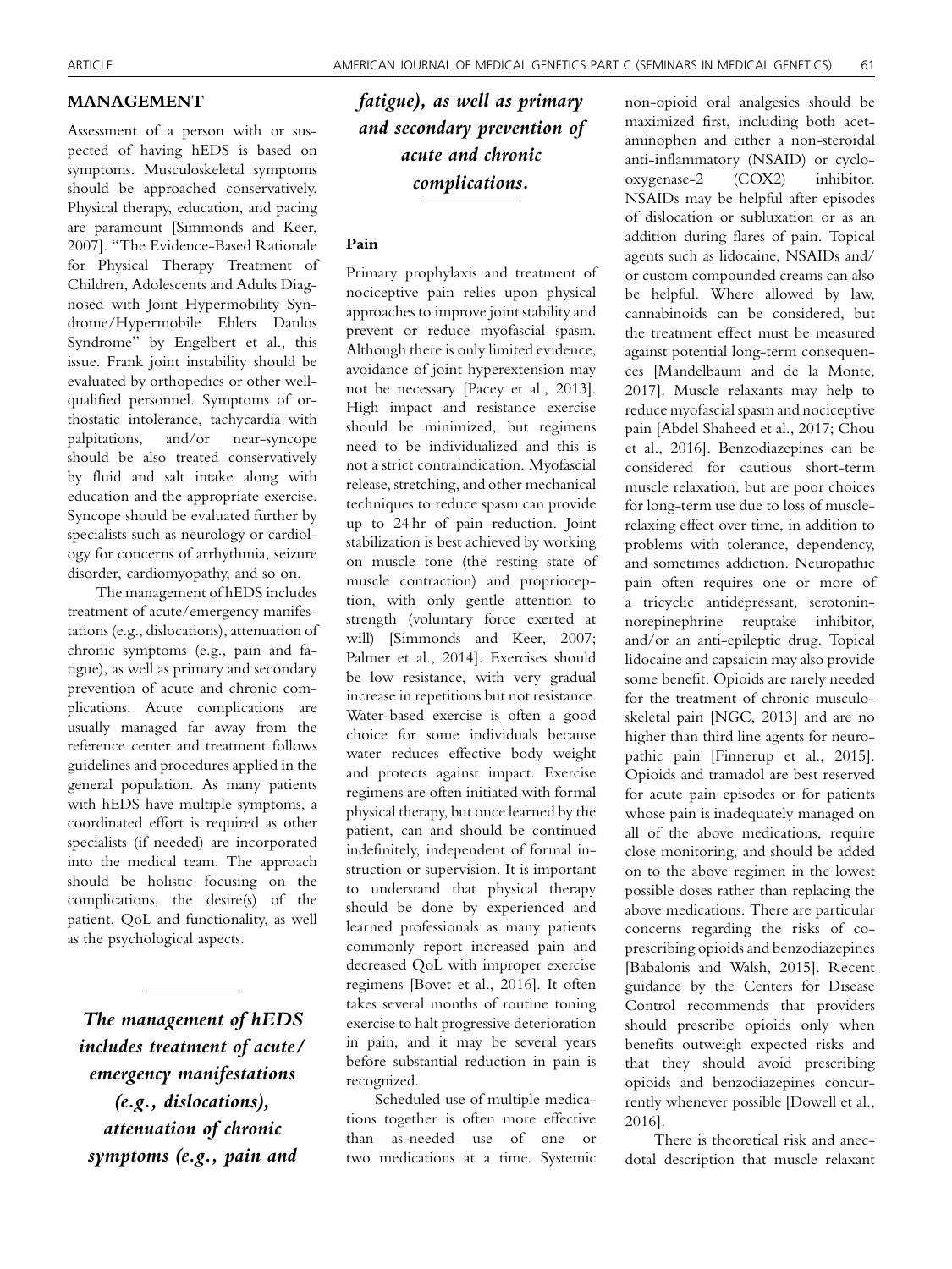## MANAGEMENT

Assessment of a person with or suspected of having hEDS is based on symptoms. Musculoskeletal symptoms should be approached conservatively. Physical therapy, education, and pacing are paramount [Simmonds and Keer, 2007]. "The Evidence-Based Rationale for Physical Therapy Treatment of Children, Adolescents and Adults Diagnosed with Joint Hypermobility Syndrome/Hypermobile Ehlers Danlos Syndrome" by Engelbert et al., this issue. Frank joint instability should be evaluated by orthopedics or other well-qualified personnel. Symptoms of orthostatic intolerance, tachycardia with palpitations, and/or near-syncope should be also treated conservatively by fluid and salt intake along with education and the appropriate exercise. Syncope should be evaluated further by specialists such as neurology or cardiology for concerns of arrhythmia, seizure disorder, cardiomyopathy, and so on.

The management of hEDS includes treatment of acute/emergency manifestations (e.g., dislocations), attenuation of chronic symptoms (e.g., pain and fatigue), as well as primary and secondary prevention of acute and chronic complications. Acute complications are usually managed far away from the reference center and treatment follows guidelines and procedures applied in the general population. As many patients with hEDS have multiple symptoms, a coordinated effort is required as other specialists (if needed) are incorporated into the medical team. The approach should be holistic focusing on the complications, the desire(s) of the patient, QoL and functionality, as well as the psychological aspects.

*The management of hEDS includes treatment of acute/emergency manifestations (e.g., dislocations), attenuation of chronic symptoms (e.g., pain and fatigue), as well as primary and secondary prevention of acute and chronic complications.*

### Pain

Primary prophylaxis and treatment of nociceptive pain relies upon physical approaches to improve joint stability and prevent or reduce myofascial spasm. Although there is only limited evidence, avoidance of joint hyperextension may not be necessary [Pacey et al., 2013]. High impact and resistance exercise should be minimized, but regimens need to be individualized and this is not a strict contraindication. Myofascial release, stretching, and other mechanical techniques to reduce spasm can provide up to 24 hr of pain reduction. Joint stabilization is best achieved by working on muscle tone (the resting state of muscle contraction) and proprioception, with only gentle attention to strength (voluntary force exerted at will) [Simmonds and Keer, 2007; Palmer et al., 2014]. Exercises should be low resistance, with very gradual increase in repetitions but not resistance. Water-based exercise is often a good choice for some individuals because water reduces effective body weight and protects against impact. Exercise regimens are often initiated with formal physical therapy, but once learned by the patient, can and should be continued indefinitely, independent of formal instruction or supervision. It is important to understand that physical therapy should be done by experienced and learned professionals as many patients commonly report increased pain and decreased QoL with improper exercise regimens [Bovet et al., 2016]. It often takes several months of routine toning exercise to halt progressive deterioration in pain, and it may be several years before substantial reduction in pain is recognized.

Scheduled use of multiple medications together is often more effective than as-needed use of one or two medications at a time. Systemic non-opioid oral analgesics should be maximized first, including both acetaminophen and either a non-steroidal anti-inflammatory (NSAID) or cyclooxygenase-2 (COX2) inhibitor. NSAIDs may be helpful after episodes of dislocation or subluxation or as an addition during flares of pain. Topical agents such as lidocaine, NSAIDs and/or custom compounded creams can also be helpful. Where allowed by law, cannabinoids can be considered, but the treatment effect must be measured against potential long-term consequences [Mandelbaum and de la Monte, 2017]. Muscle relaxants may help to reduce myofascial spasm and nociceptive pain [Abdel Shaheed et al., 2017; Chou et al., 2016]. Benzodiazepines can be considered for cautious short-term muscle relaxation, but are poor choices for long-term use due to loss of muscle-relaxing effect over time, in addition to problems with tolerance, dependency, and sometimes addiction. Neuropathic pain often requires one or more of a tricyclic antidepressant, serotonin-norepinephrine reuptake inhibitor, and/or an anti-epileptic drug. Topical lidocaine and capsaicin may also provide some benefit. Opioids are rarely needed for the treatment of chronic musculoskeletal pain [NGC, 2013] and are no higher than third line agents for neuropathic pain [Finnerup et al., 2015]. Opioids and tramadol are best reserved for acute pain episodes or for patients whose pain is inadequately managed on all of the above medications, require close monitoring, and should be added on to the above regimen in the lowest possible doses rather than replacing the above medications. There are particular concerns regarding the risks of co-prescribing opioids and benzodiazepines [Babalonis and Walsh, 2015]. Recent guidance by the Centers for Disease Control recommends that providers should prescribe opioids only when benefits outweigh expected risks and that they should avoid prescribing opioids and benzodiazepines concurrently whenever possible [Dowell et al., 2016].

There is theoretical risk and anecdotal description that muscle relaxant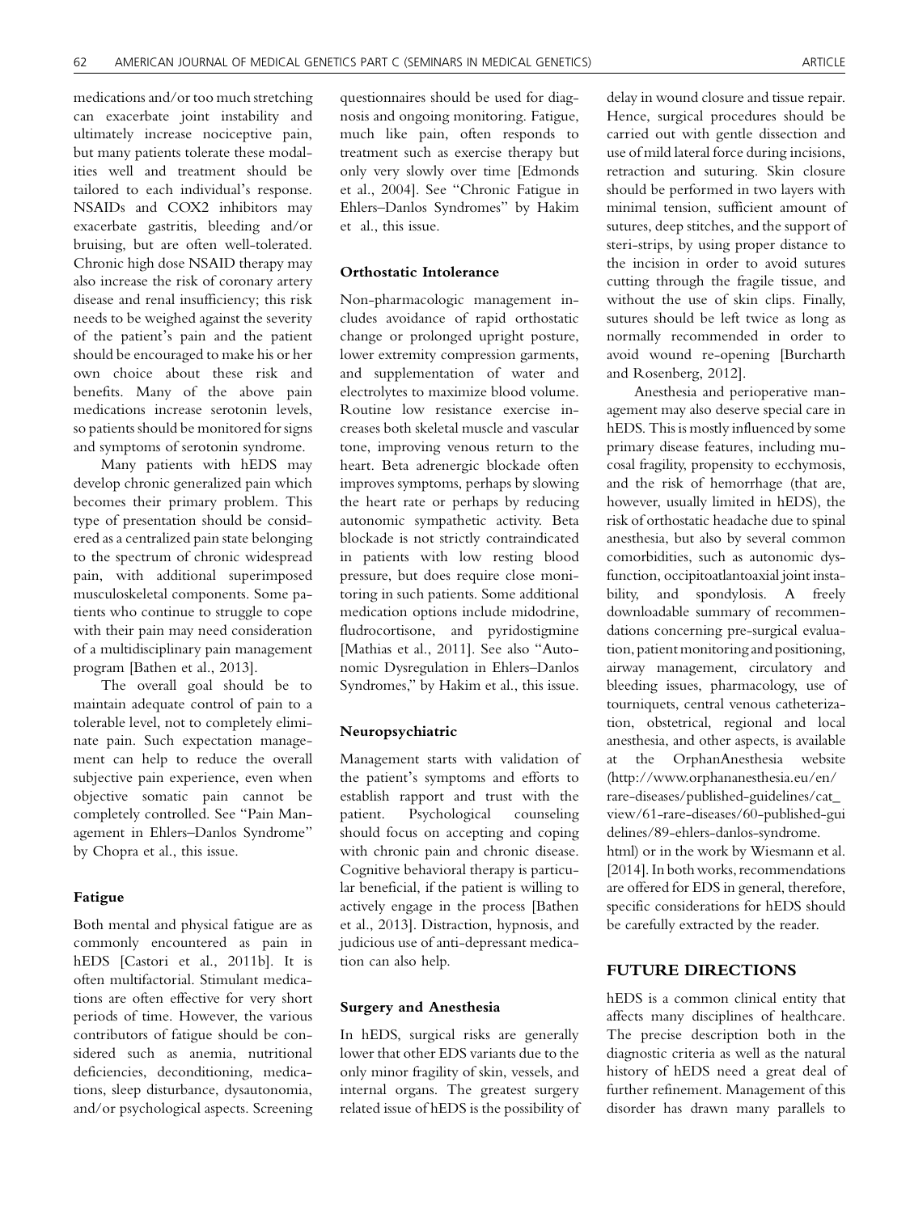medications and/or too much stretching can exacerbate joint instability and ultimately increase nociceptive pain, but many patients tolerate these modalities well and treatment should be tailored to each individual's response. NSAIDs and COX2 inhibitors may exacerbate gastritis, bleeding and/or bruising, but are often well-tolerated. Chronic high dose NSAID therapy may also increase the risk of coronary artery disease and renal insufficiency; this risk needs to be weighed against the severity of the patient's pain and the patient should be encouraged to make his or her own choice about these risk and benefits. Many of the above pain medications increase serotonin levels, so patients should be monitored for signs and symptoms of serotonin syndrome.

Many patients with hEDS may develop chronic generalized pain which becomes their primary problem. This type of presentation should be considered as a centralized pain state belonging to the spectrum of chronic widespread pain, with additional superimposed musculoskeletal components. Some patients who continue to struggle to cope with their pain may need consideration of a multidisciplinary pain management program [Bathen et al., 2013].

The overall goal should be to maintain adequate control of pain to a tolerable level, not to completely eliminate pain. Such expectation management can help to reduce the overall subjective pain experience, even when objective somatic pain cannot be completely controlled. See "Pain Management in Ehlers–Danlos Syndrome" by Chopra et al., this issue.

### Fatigue

Both mental and physical fatigue are as commonly encountered as pain in hEDS [Castori et al., 2011b]. It is often multifactorial. Stimulant medications are often effective for very short periods of time. However, the various contributors of fatigue should be considered such as anemia, nutritional deficiencies, deconditioning, medications, sleep disturbance, dysautonomia, and/or psychological aspects. Screening questionnaires should be used for diagnosis and ongoing monitoring. Fatigue, much like pain, often responds to treatment such as exercise therapy but only very slowly over time [Edmonds et al., 2004]. See "Chronic Fatigue in Ehlers–Danlos Syndromes" by Hakim et al., this issue.

### Orthostatic Intolerance

Non-pharmacologic management includes avoidance of rapid orthostatic change or prolonged upright posture, lower extremity compression garments, and supplementation of water and electrolytes to maximize blood volume. Routine low resistance exercise increases both skeletal muscle and vascular tone, improving venous return to the heart. Beta adrenergic blockade often improves symptoms, perhaps by slowing the heart rate or perhaps by reducing autonomic sympathetic activity. Beta blockade is not strictly contraindicated in patients with low resting blood pressure, but does require close monitoring in such patients. Some additional medication options include midodrine, fludrocortisone, and pyridostigmine [Mathias et al., 2011]. See also "Autonomic Dysregulation in Ehlers–Danlos Syndromes," by Hakim et al., this issue.

### Neuropsychiatric

Management starts with validation of the patient's symptoms and efforts to establish rapport and trust with the patient. Psychological counseling should focus on accepting and coping with chronic pain and chronic disease. Cognitive behavioral therapy is particular beneficial, if the patient is willing to actively engage in the process [Bathen et al., 2013]. Distraction, hypnosis, and judicious use of anti-depressant medication can also help.

### Surgery and Anesthesia

In hEDS, surgical risks are generally lower that other EDS variants due to the only minor fragility of skin, vessels, and internal organs. The greatest surgery related issue of hEDS is the possibility of delay in wound closure and tissue repair. Hence, surgical procedures should be carried out with gentle dissection and use of mild lateral force during incisions, retraction and suturing. Skin closure should be performed in two layers with minimal tension, sufficient amount of sutures, deep stitches, and the support of steri-strips, by using proper distance to the incision in order to avoid sutures cutting through the fragile tissue, and without the use of skin clips. Finally, sutures should be left twice as long as normally recommended in order to avoid wound re-opening [Burcharth and Rosenberg, 2012].

Anesthesia and perioperative management may also deserve special care in hEDS. This is mostly influenced by some primary disease features, including mucosal fragility, propensity to ecchymosis, and the risk of hemorrhage (that are, however, usually limited in hEDS), the risk of orthostatic headache due to spinal anesthesia, but also by several common comorbidities, such as autonomic dysfunction, occipitoatlantoaxial joint instability, and spondylosis. A freely downloadable summary of recommendations concerning pre-surgical evaluation, patient monitoring and positioning, airway management, circulatory and bleeding issues, pharmacology, use of tourniquets, central venous catheterization, obstetrical, regional and local anesthesia, and other aspects, is available at the OrphanAnesthesia website (http://www.orphananesthesia.eu/en/rare-diseases/published-guidelines/cat_view/61-rare-diseases/60-published-guidelines/89-ehlers-danlos-syndrome.html) or in the work by Wiesmann et al. [2014]. In both works, recommendations are offered for EDS in general, therefore, specific considerations for hEDS should be carefully extracted by the reader.

## FUTURE DIRECTIONS

hEDS is a common clinical entity that affects many disciplines of healthcare. The precise description both in the diagnostic criteria as well as the natural history of hEDS need a great deal of further refinement. Management of this disorder has drawn many parallels to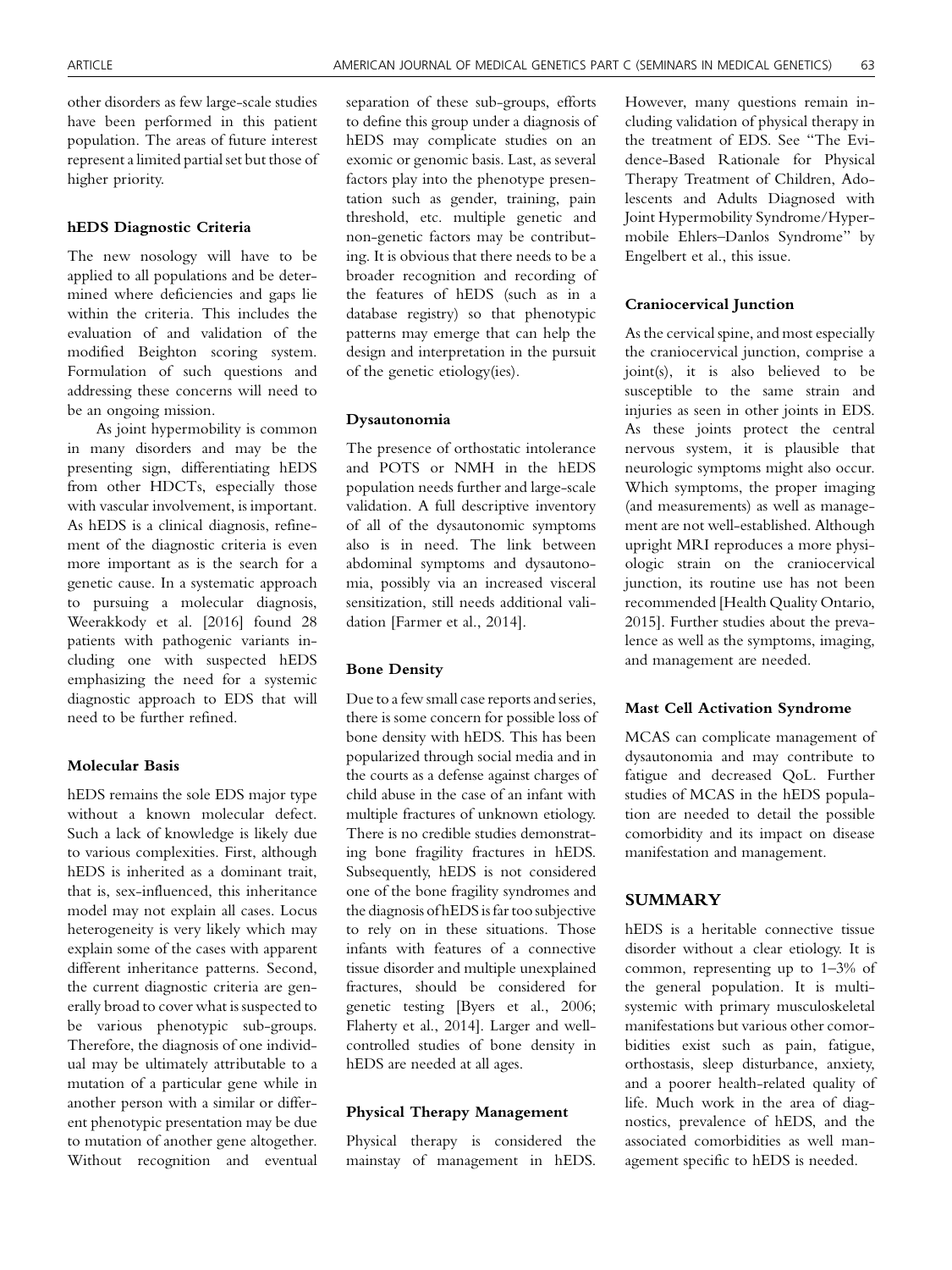other disorders as few large-scale studies have been performed in this patient population. The areas of future interest represent a limited partial set but those of higher priority.

### hEDS Diagnostic Criteria

The new nosology will have to be applied to all populations and be determined where deficiencies and gaps lie within the criteria. This includes the evaluation of and validation of the modified Beighton scoring system. Formulation of such questions and addressing these concerns will need to be an ongoing mission.

As joint hypermobility is common in many disorders and may be the presenting sign, differentiating hEDS from other HDCTs, especially those with vascular involvement, is important. As hEDS is a clinical diagnosis, refinement of the diagnostic criteria is even more important as is the search for a genetic cause. In a systematic approach to pursuing a molecular diagnosis, Weerakkody et al. [2016] found 28 patients with pathogenic variants including one with suspected hEDS emphasizing the need for a systemic diagnostic approach to EDS that will need to be further refined.

### Molecular Basis

hEDS remains the sole EDS major type without a known molecular defect. Such a lack of knowledge is likely due to various complexities. First, although hEDS is inherited as a dominant trait, that is, sex-influenced, this inheritance model may not explain all cases. Locus heterogeneity is very likely which may explain some of the cases with apparent different inheritance patterns. Second, the current diagnostic criteria are generally broad to cover what is suspected to be various phenotypic sub-groups. Therefore, the diagnosis of one individual may be ultimately attributable to a mutation of a particular gene while in another person with a similar or different phenotypic presentation may be due to mutation of another gene altogether. Without recognition and eventual separation of these sub-groups, efforts to define this group under a diagnosis of hEDS may complicate studies on an exomic or genomic basis. Last, as several factors play into the phenotype presentation such as gender, training, pain threshold, etc. multiple genetic and non-genetic factors may be contributing. It is obvious that there needs to be a broader recognition and recording of the features of hEDS (such as in a database registry) so that phenotypic patterns may emerge that can help the design and interpretation in the pursuit of the genetic etiology(ies).

### Dysautonomia

The presence of orthostatic intolerance and POTS or NMH in the hEDS population needs further and large-scale validation. A full descriptive inventory of all of the dysautonomic symptoms also is in need. The link between abdominal symptoms and dysautonomia, possibly via an increased visceral sensitization, still needs additional validation [Farmer et al., 2014].

### Bone Density

Due to a few small case reports and series, there is some concern for possible loss of bone density with hEDS. This has been popularized through social media and in the courts as a defense against charges of child abuse in the case of an infant with multiple fractures of unknown etiology. There is no credible studies demonstrating bone fragility fractures in hEDS. Subsequently, hEDS is not considered one of the bone fragility syndromes and the diagnosis of hEDS is far too subjective to rely on in these situations. Those infants with features of a connective tissue disorder and multiple unexplained fractures, should be considered for genetic testing [Byers et al., 2006; Flaherty et al., 2014]. Larger and well-controlled studies of bone density in hEDS are needed at all ages.

### Physical Therapy Management

Physical therapy is considered the mainstay of management in hEDS. However, many questions remain including validation of physical therapy in the treatment of EDS. See "The Evidence-Based Rationale for Physical Therapy Treatment of Children, Adolescents and Adults Diagnosed with Joint Hypermobility Syndrome/Hypermobile Ehlers–Danlos Syndrome" by Engelbert et al., this issue.

### Craniocervical Junction

As the cervical spine, and most especially the craniocervical junction, comprise a joint(s), it is also believed to be susceptible to the same strain and injuries as seen in other joints in EDS. As these joints protect the central nervous system, it is plausible that neurologic symptoms might also occur. Which symptoms, the proper imaging (and measurements) as well as management are not well-established. Although upright MRI reproduces a more physiologic strain on the craniocervical junction, its routine use has not been recommended [Health Quality Ontario, 2015]. Further studies about the prevalence as well as the symptoms, imaging, and management are needed.

### Mast Cell Activation Syndrome

MCAS can complicate management of dysautonomia and may contribute to fatigue and decreased QoL. Further studies of MCAS in the hEDS population are needed to detail the possible comorbidity and its impact on disease manifestation and management.

## SUMMARY

hEDS is a heritable connective tissue disorder without a clear etiology. It is common, representing up to 1–3% of the general population. It is multisystemic with primary musculoskeletal manifestations but various other comorbidities exist such as pain, fatigue, orthostasis, sleep disturbance, anxiety, and a poorer health-related quality of life. Much work in the area of diagnostics, prevalence of hEDS, and the associated comorbidities as well management specific to hEDS is needed.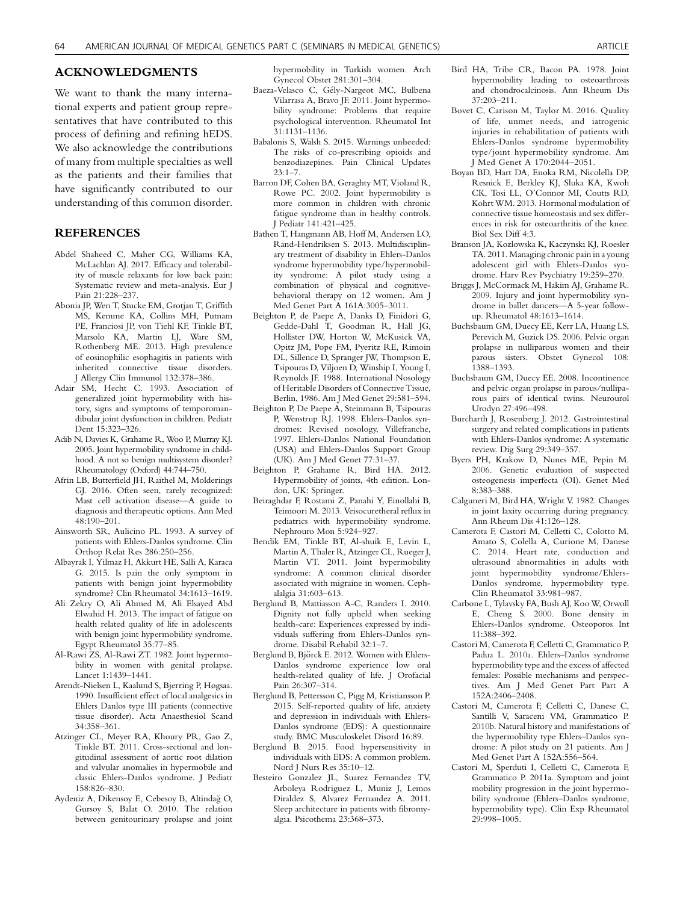## ACKNOWLEDGMENTS

We want to thank the many international experts and patient group representatives that have contributed to this process of defining and refining hEDS. We also acknowledge the contributions of many from multiple specialties as well as the patients and their families that have significantly contributed to our understanding of this common disorder.

## REFERENCES

Abdel Shaheed C, Maher CG, Williams KA, McLachlan AJ. 2017. Efficacy and tolerability of muscle relaxants for low back pain: Systematic review and meta-analysis. Eur J Pain 21:228–237.

Abonia JP, Wen T, Stucke EM, Grotjan T, Griffith MS, Kemme KA, Collins MH, Putnam PE, Franciosi JP, von Tiehl KF, Tinkle BT, Marsolo KA, Martin LJ, Ware SM, Rothenberg ME. 2013. High prevalence of eosinophilic esophagitis in patients with inherited connective tissue disorders. J Allergy Clin Immunol 132:378–386.

Adair SM, Hecht C. 1993. Association of generalized joint hypermobility with history, signs and symptoms of temporomandibular joint dysfunction in children. Pediatr Dent 15:323–326.

Adib N, Davies K, Grahame R, Woo P, Murray KJ. 2005. Joint hypermobility syndrome in childhood. A not so benign multisystem disorder? Rheumatology (Oxford) 44:744–750.

Afrin LB, Butterfield JH, Raithel M, Molderings GJ. 2016. Often seen, rarely recognized: Mast cell activation disease—A guide to diagnosis and therapeutic options. Ann Med 48:190–201.

Ainsworth SR, Aulicino PL. 1993. A survey of patients with Ehlers-Danlos syndrome. Clin Orthop Relat Res 286:250–256.

Albayrak I, Yilmaz H, Akkurt HE, Salli A, Karaca G. 2015. Is pain the only symptom in patients with benign joint hypermobility syndrome? Clin Rheumatol 34:1613–1619.

Ali Zekry O, Ali Ahmed M, Ali Elsayed Abd Elwahid H. 2013. The impact of fatigue on health related quality of life in adolescents with benign joint hypermobility syndrome. Egypt Rheumatol 35:77–85.

Al-Rawi ZS, Al-Rawi ZT. 1982. Joint hypermobility in women with genital prolapse. Lancet 1:1439–1441.

Arendt-Nielsen L, Kaalund S, Bjerring P, Høgsaa. 1990. Insufficient effect of local analgesics in Ehlers Danlos type III patients (connective tissue disorder). Acta Anaesthesiol Scand 34:358–361.

Atzinger CL, Meyer RA, Khoury PR, Gao Z, Tinkle BT. 2011. Cross-sectional and longitudinal assessment of aortic root dilation and valvular anomalies in hypermobile and classic Ehlers-Danlos syndrome. J Pediatr 158:826–830.

Aydeniz A, Dikensoy E, Cebesoy B, Altindağ O, Gursoy S, Balat O. 2010. The relation between genitourinary prolapse and joint hypermobility in Turkish women. Arch Gynecol Obstet 281:301–304.

Baeza-Velasco C, Gély-Nargeot MC, Bulbena Vilarrasa A, Bravo JF. 2011. Joint hypermobility syndrome: Problems that require psychological intervention. Rheumatol Int 31:1131–1136.

Babalonis S, Walsh S. 2015. Warnings unheeded: The risks of co-prescribing opioids and benzodiazepines. Pain Clinical Updates 23:1–7.

Barron DF, Cohen BA, Geraghty MT, Violand R, Rowe PC. 2002. Joint hypermobility is more common in children with chronic fatigue syndrome than in healthy controls. J Pediatr 141:421–425.

Bathen T, Hangmann AB, Hoff M, Andersen LO, Rand-Hendriksen S. 2013. Multidisciplinary treatment of disability in Ehlers-Danlos syndrome hypermobility type/hypermobility syndrome: A pilot study using a combination of physical and cognitive-behavioral therapy on 12 women. Am J Med Genet Part A 161A:3005–3011.

Beighton P, de Paepe A, Danks D, Finidori G, Gedde-Dahl T, Goodman R, Hall JG, Hollister DW, Horton W, McKusick VA, Opitz JM, Pope FM, Pyeritz RE, Rimoin DL, Sillence D, Spranger JW, Thompson E, Tsipouras D, Viljoen D, Winship I, Young I, Reynolds JF. 1988. International Nosology of Heritable Disorders of Connective Tissue, Berlin, 1986. Am J Med Genet 29:581–594.

Beighton P, De Paepe A, Steinmann B, Tsipouras P, Wenstrup RJ. 1998. Ehlers-Danlos syndromes: Revised nosology, Villefranche, 1997. Ehlers-Danlos National Foundation (USA) and Ehlers-Danlos Support Group (UK). Am J Med Genet 77:31–37.

Beighton P, Grahame R, Bird HA. 2012. Hypermobility of joints, 4th edition. London, UK: Springer.

Beiraghdar F, Rostami Z, Panahi Y, Einollahi B, Teimoori M. 2013. Veisocuretheral reflux in pediatrics with hypermobility syndrome. Nephrouro Mon 5:924–927.

Bendik EM, Tinkle BT, Al-shuik E, Levin L, Martin A, Thaler R, Atzinger CL, Rueger J, Martin VT. 2011. Joint hypermobility syndrome: A common clinical disorder associated with migraine in women. Cephalalgia 31:603–613.

Berglund B, Mattiasson A-C, Randers I. 2010. Dignity not fully upheld when seeking health-care: Experiences expressed by individuals suffering from Ehlers-Danlos syndrome. Disabil Rehabil 32:1–7.

Berglund B, Björck E. 2012. Women with Ehlers-Danlos syndrome experience low oral health-related quality of life. J Orofacial Pain 26:307–314.

Berglund B, Pettersson C, Pigg M, Kristiansson P. 2015. Self-reported quality of life, anxiety and depression in individuals with Ehlers-Danlos syndrome (EDS): A questionnaire study. BMC Musculoskelet Disord 16:89.

Berglund B. 2015. Food hypersensitivity in individuals with EDS: A common problem. Nord J Nurs Res 35:10–12.

Besteiro Gonzalez JL, Suarez Fernandez TV, Arboleya Rodriguez L, Muniz J, Lemos Diraldez S, Alvarez Fernandez A. 2011. Sleep architecture in patients with fibromyalgia. Psicothema 23:368–373.

Bird HA, Tribe CR, Bacon PA. 1978. Joint hypermobility leading to osteoarthrosis and chondrocalcinosis. Ann Rheum Dis 37:203–211.

Bovet C, Carison M, Taylor M. 2016. Quality of life, unmet needs, and iatrogenic injuries in rehabilitation of patients with Ehlers-Danlos syndrome hypermobility type/joint hypermobility syndrome. Am J Med Genet A 170:2044–2051.

Boyan BD, Hart DA, Enoka RM, Nicolella DP, Resnick E, Berkley KJ, Sluka KA, Kwoh CK, Tosi LL, O'Connor MI, Coutts RD, Kohrt WM. 2013. Hormonal modulation of connective tissue homeostasis and sex differences in risk for osteoarthritis of the knee. Biol Sex Diff 4:3.

Branson JA, Kozlowska K, Kaczynski KJ, Roesler TA. 2011. Managing chronic pain in a young adolescent girl with Ehlers-Danlos syndrome. Harv Rev Psychiatry 19:259–270.

Briggs J, McCormack M, Hakim AJ, Grahame R. 2009. Injury and joint hypermobility syndrome in ballet dancers—A 5-year follow-up. Rheumatol 48:1613–1614.

Buchsbaum GM, Duecy EE, Kerr LA, Huang LS, Perevich M, Guzick DS. 2006. Pelvic organ prolapse in nulliparous women and their parous sisters. Obstet Gynecol 108: 1388–1393.

Buchsbaum GM, Duecy EE. 2008. Incontinence and pelvic organ prolapse in parous/nulliparous pairs of identical twins. Neurourol Urodyn 27:496–498.

Burcharth J, Rosenberg J. 2012. Gastrointestinal surgery and related complications in patients with Ehlers-Danlos syndrome: A systematic review. Dig Surg 29:349–357.

Byers PH, Krakow D, Nunes ME, Pepin M. 2006. Genetic evaluation of suspected osteogenesis imperfecta (OI). Genet Med 8:383–388.

Calguneri M, Bird HA, Wright V. 1982. Changes in joint laxity occurring during pregnancy. Ann Rheum Dis 41:126–128.

Camerota F, Castori M, Celletti C, Colotto M, Amato S, Colella A, Curione M, Danese C. 2014. Heart rate, conduction and ultrasound abnormalities in adults with joint hypermobility syndrome/Ehlers-Danlos syndrome, hypermobility type. Clin Rheumatol 33:981–987.

Carbone L, Tylavsky FA, Bush AJ, Koo W, Orwoll E, Cheng S. 2000. Bone density in Ehlers-Danlos syndrome. Osteoporos Int 11:388–392.

Castori M, Camerota F, Celletti C, Grammatico P, Padua L. 2010a. Ehlers–Danlos syndrome hypermobility type and the excess of affected females: Possible mechanisms and perspectives. Am J Med Genet Part Part A 152A:2406–2408.

Castori M, Camerota F, Celletti C, Danese C, Santilli V, Saraceni VM, Grammatico P. 2010b. Natural history and manifestations of the hypermobility type Ehlers–Danlos syndrome: A pilot study on 21 patients. Am J Med Genet Part A 152A:556–564.

Castori M, Sperduti I, Celletti C, Camerota F, Grammatico P. 2011a. Symptom and joint mobility progression in the joint hypermobility syndrome (Ehlers–Danlos syndrome, hypermobility type). Clin Exp Rheumatol 29:998–1005.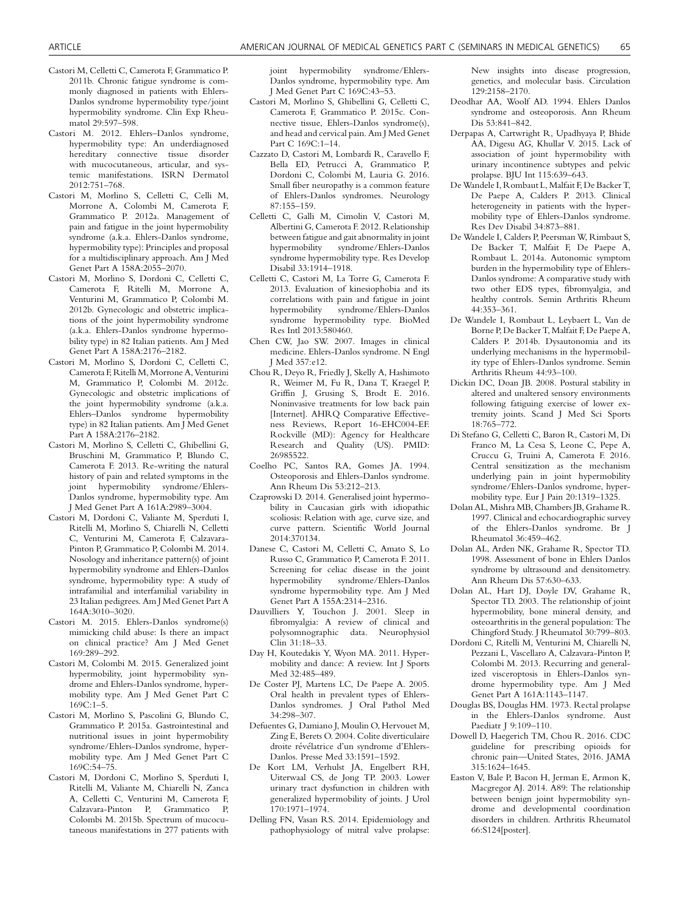Castori M, Celletti C, Camerota F, Grammatico P. 2011b. Chronic fatigue syndrome is commonly diagnosed in patients with Ehlers-Danlos syndrome hypermobility type/joint hypermobility syndrome. Clin Exp Rheumatol 29:597–598.

Castori M. 2012. Ehlers–Danlos syndrome, hypermobility type: An underdiagnosed hereditary connective tissue disorder with mucocutaneous, articular, and systemic manifestations. ISRN Dermatol 2012:751–768.

Castori M, Morlino S, Celletti C, Celli M, Morrone A, Colombi M, Camerota F, Grammatico P. 2012a. Management of pain and fatigue in the joint hypermobility syndrome (a.k.a. Ehlers-Danlos syndrome, hypermobility type): Principles and proposal for a multidisciplinary approach. Am J Med Genet Part A 158A:2055–2070.

Castori M, Morlino S, Dordoni C, Celletti C, Camerota F, Ritelli M, Morrone A, Venturini M, Grammatico P, Colombi M. 2012b. Gynecologic and obstetric implications of the joint hypermobility syndrome (a.k.a. Ehlers-Danlos syndrome hypermobility type) in 82 Italian patients. Am J Med Genet Part A 158A:2176–2182.

Castori M, Morlino S, Dordoni C, Celletti C, Camerota F, Ritelli M, Morrone A, Venturini M, Grammatico P, Colombi M. 2012c. Gynecologic and obstetric implications of the joint hypermobility syndrome (a.k.a. Ehlers–Danlos syndrome hypermobility type) in 82 Italian patients. Am J Med Genet Part A 158A:2176–2182.

Castori M, Morlino S, Celletti C, Ghibellini G, Bruschini M, Grammatico P, Blundo C, Camerota F. 2013. Re-writing the natural history of pain and related symptoms in the joint hypermobility syndrome/Ehlers-Danlos syndrome, hypermobility type. Am J Med Genet Part A 161A:2989–3004.

Castori M, Dordoni C, Valiante M, Sperduti I, Ritelli M, Morlino S, Chiarelli N, Celletti C, Venturini M, Camerota F, Calzavara-Pinton P, Grammatico P, Colombi M. 2014. Nosology and inheritance pattern(s) of joint hypermobility syndrome and Ehlers-Danlos syndrome, hypermobility type: A study of intrafamilial and interfamilial variability in 23 Italian pedigrees. Am J Med Genet Part A 164A:3010–3020.

Castori M. 2015. Ehlers-Danlos syndrome(s) mimicking child abuse: Is there an impact on clinical practice? Am J Med Genet 169:289–292.

Castori M, Colombi M. 2015. Generalized joint hypermobility, joint hypermobility syndrome and Ehlers-Danlos syndrome, hypermobility type. Am J Med Genet Part C 169C:1–5.

Castori M, Morlino S, Pascolini G, Blundo C, Grammatico P. 2015a. Gastrointestinal and nutritional issues in joint hypermobility syndrome/Ehlers-Danlos syndrome, hypermobility type. Am J Med Genet Part C 169C:54–75.

Castori M, Dordoni C, Morlino S, Sperduti I, Ritelli M, Valiante M, Chiarelli N, Zanca A, Celletti C, Venturini M, Camerota F, Calzavara-Pinton P, Grammatico P, Colombi M. 2015b. Spectrum of mucocutaneous manifestations in 277 patients with joint hypermobility syndrome/Ehlers-Danlos syndrome, hypermobility type. Am J Med Genet Part C 169C:43–53.

Castori M, Morlino S, Ghibellini G, Celletti C, Camerota F, Grammatico P. 2015c. Connective tissue, Ehlers-Danlos syndrome(s), and head and cervical pain. Am J Med Genet Part C 169C:1–14.

Cazzato D, Castori M, Lombardi R, Caravello F, Bella ED, Petrucci A, Grammatico P, Dordoni C, Colombi M, Lauria G. 2016. Small fiber neuropathy is a common feature of Ehlers-Danlos syndromes. Neurology 87:155–159.

Celletti C, Galli M, Cimolin V, Castori M, Albertini G, Camerota F. 2012. Relationship between fatigue and gait abnormality in joint hypermobility syndrome/Ehlers-Danlos syndrome hypermobility type. Res Develop Disabil 33:1914–1918.

Celletti C, Castori M, La Torre G, Camerota F. 2013. Evaluation of kinesiophobia and its correlations with pain and fatigue in joint hypermobility syndrome/Ehlers-Danlos syndrome hypermobility type. BioMed Res Intl 2013:580460.

Chen CW, Jao SW. 2007. Images in clinical medicine. Ehlers-Danlos syndrome. N Engl J Med 357:e12.

Chou R, Deyo R, Friedly J, Skelly A, Hashimoto R, Weimer M, Fu R, Dana T, Kraegel P, Griffin J, Grusing S, Brodt E. 2016. Noninvasive treatments for low back pain [Internet]. AHRQ Comparative Effectiveness Reviews, Report 16-EHC004-EF. Rockville (MD): Agency for Healthcare Research and Quality (US). PMID: 26985522.

Coelho PC, Santos RA, Gomes JA. 1994. Osteoporosis and Ehlers-Danlos syndrome. Ann Rheum Dis 53:212–213.

Czaprowski D. 2014. Generalised joint hypermobility in Caucasian girls with idiopathic scoliosis: Relation with age, curve size, and curve pattern. Scientific World Journal 2014:370134.

Danese C, Castori M, Celletti C, Amato S, Lo Russo C, Grammatico P, Camerota F. 2011. Screening for celiac disease in the joint hypermobility syndrome/Ehlers-Danlos syndrome hypermobility type. Am J Med Genet Part A 155A:2314–2316.

Dauvilliers Y, Touchon J. 2001. Sleep in fibromyalgia: A review of clinical and polysomnographic data. Neurophysiol Clin 31:18–33.

Day H, Koutedakis Y, Wyon MA. 2011. Hypermobility and dance: A review. Int J Sports Med 32:485–489.

De Coster PJ, Martens LC, De Paepe A. 2005. Oral health in prevalent types of Ehlers-Danlos syndromes. J Oral Pathol Med 34:298–307.

Defuentes G, Damiano J, Moulin O, Hervouet M, Zing E, Berets O. 2004. Colite diverticulaire droite révélatrice d'un syndrome d'Ehlers-Danlos. Presse Med 33:1591–1592.

De Kort LM, Verhulst JA, Engelbert RH, Uiterwaal CS, de Jong TP. 2003. Lower urinary tract dysfunction in children with generalized hypermobility of joints. J Urol 170:1971–1974.

Delling FN, Vasan RS. 2014. Epidemiology and pathophysiology of mitral valve prolapse: New insights into disease progression, genetics, and molecular basis. Circulation 129:2158–2170.

Deodhar AA, Woolf AD. 1994. Ehlers Danlos syndrome and osteoporosis. Ann Rheum Dis 53:841–842.

Derpapas A, Cartwright R, Upadhyaya P, Bhide AA, Digesu AG, Khullar V. 2015. Lack of association of joint hypermobility with urinary incontinence subtypes and pelvic prolapse. BJU Int 115:639–643.

De Wandele I, Rombaut L, Malfait F, De Backer T, De Paepe A, Calders P. 2013. Clinical heterogeneity in patients with the hypermobility type of Ehlers-Danlos syndrome. Res Dev Disabil 34:873–881.

De Wandele I, Calders P, Peersman W, Rimbaut S, De Backer T, Malfait F, De Paepe A, Rombaut L. 2014a. Autonomic symptom burden in the hypermobility type of Ehlers-Danlos syndrome: A comparative study with two other EDS types, fibromyalgia, and healthy controls. Semin Arthritis Rheum 44:353–361.

De Wandele I, Rombaut L, Leybaert L, Van de Borne P, De Backer T, Malfait F, De Paepe A, Calders P. 2014b. Dysautonomia and its underlying mechanisms in the hypermobility type of Ehlers-Danlos syndrome. Semin Arthritis Rheum 44:93–100.

Dickin DC, Doan JB. 2008. Postural stability in altered and unaltered sensory environments following fatiguing exercise of lower extremity joints. Scand J Med Sci Sports 18:765–772.

Di Stefano G, Celletti C, Baron R, Castori M, Di Franco M, La Cesa S, Leone C, Pepe A, Cruccu G, Truini A, Camerota F. 2016. Central sensitization as the mechanism underlying pain in joint hypermobility syndrome/Ehlers-Danlos syndrome, hypermobility type. Eur J Pain 20:1319–1325.

Dolan AL, Mishra MB, Chambers JB, Grahame R. 1997. Clinical and echocardiographic survey of the Ehlers-Danlos syndrome. Br J Rheumatol 36:459–462.

Dolan AL, Arden NK, Grahame R, Spector TD. 1998. Assessment of bone in Ehlers Danlos syndrome by ultrasound and densitometry. Ann Rheum Dis 57:630–633.

Dolan AL, Hart DJ, Doyle DV, Grahame R, Spector TD. 2003. The relationship of joint hypermobility, bone mineral density, and osteoarthritis in the general population: The Chingford Study. J Rheumatol 30:799–803.

Dordoni C, Ritelli M, Venturini M, Chiarelli N, Pezzani L, Vascellaro A, Calzavara-Pinton P, Colombi M. 2013. Recurring and generalized visceroptosis in Ehlers-Danlos syndrome hypermobility type. Am J Med Genet Part A 161A:1143–1147.

Douglas BS, Douglas HM. 1973. Rectal prolapse in the Ehlers-Danlos syndrome. Aust Paediatr J 9:109–110.

Dowell D, Haegerich TM, Chou R. 2016. CDC guideline for prescribing opioids for chronic pain—United States, 2016. JAMA 315:1624–1645.

Easton V, Bale P, Bacon H, Jerman E, Armon K, Macgregor AJ. 2014. A89: The relationship between benign joint hypermobility syndrome and developmental coordination disorders in children. Arthritis Rheumatol 66:S124[poster].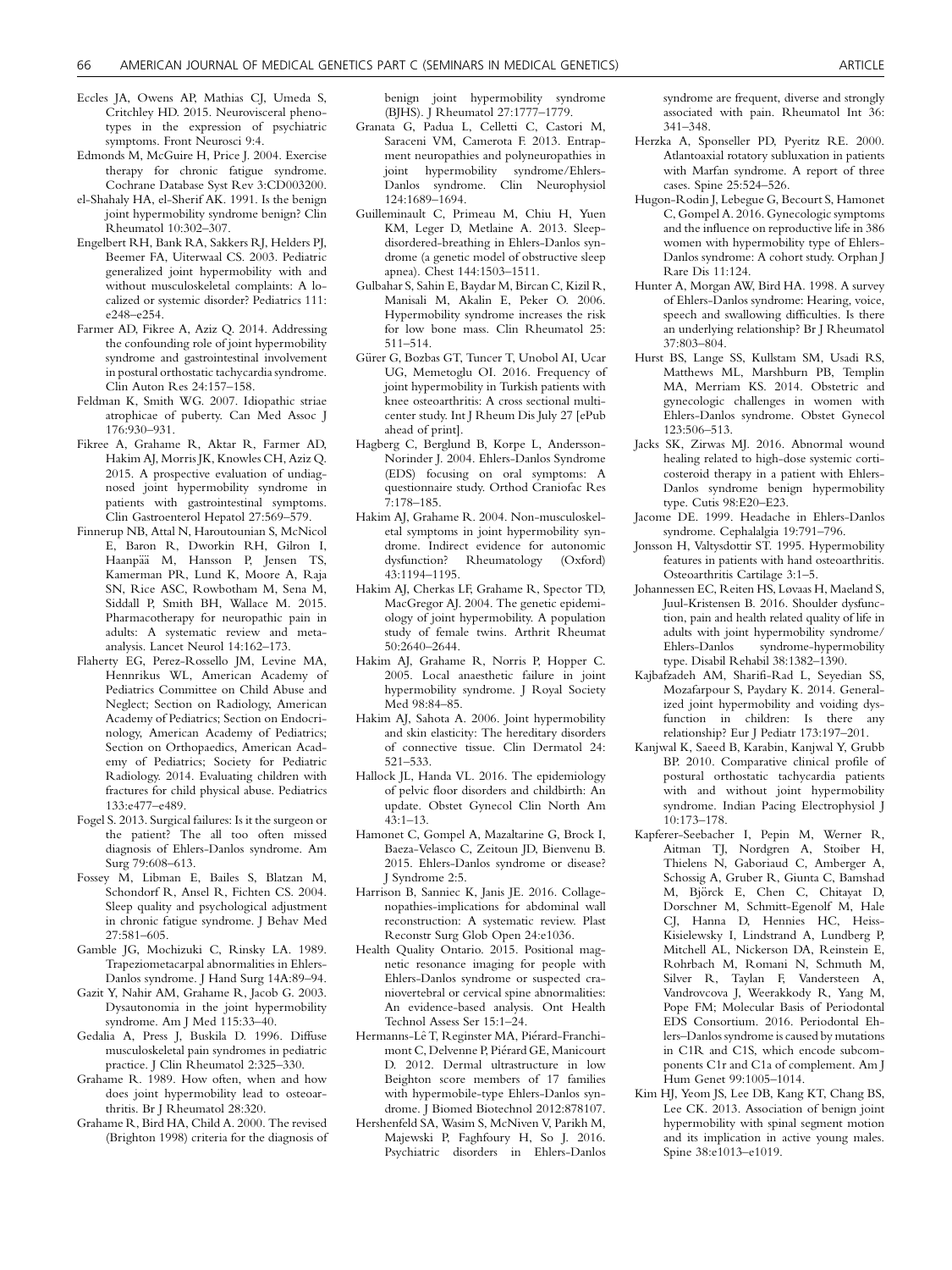Eccles JA, Owens AP, Mathias CJ, Umeda S, Critchley HD. 2015. Neurovisceral phenotypes in the expression of psychiatric symptoms. Front Neurosci 9:4.

Edmonds M, McGuire H, Price J. 2004. Exercise therapy for chronic fatigue syndrome. Cochrane Database Syst Rev 3:CD003200.

el-Shahaly HA, el-Sherif AK. 1991. Is the benign joint hypermobility syndrome benign? Clin Rheumatol 10:302–307.

Engelbert RH, Bank RA, Sakkers RJ, Helders PJ, Beemer FA, Uiterwaal CS. 2003. Pediatric generalized joint hypermobility with and without musculoskeletal complaints: A localized or systemic disorder? Pediatrics 111: e248–e254.

Farmer AD, Fikree A, Aziz Q. 2014. Addressing the confounding role of joint hypermobility syndrome and gastrointestinal involvement in postural orthostatic tachycardia syndrome. Clin Auton Res 24:157–158.

Feldman K, Smith WG. 2007. Idiopathic striae atrophicae of puberty. Can Med Assoc J 176:930–931.

Fikree A, Grahame R, Aktar R, Farmer AD, Hakim AJ, Morris JK, Knowles CH, Aziz Q. 2015. A prospective evaluation of undiagnosed joint hypermobility syndrome in patients with gastrointestinal symptoms. Clin Gastroenterol Hepatol 27:569–579.

Finnerup NB, Attal N, Haroutounian S, McNicol E, Baron R, Dworkin RH, Gilron I, Haanpää M, Hansson P, Jensen TS, Kamerman PR, Lund K, Moore A, Raja SN, Rice ASC, Rowbotham M, Sena M, Siddall P, Smith BH, Wallace M. 2015. Pharmacotherapy for neuropathic pain in adults: A systematic review and meta-analysis. Lancet Neurol 14:162–173.

Flaherty EG, Perez-Rossello JM, Levine MA, Hennrikus WL, American Academy of Pediatrics Committee on Child Abuse and Neglect; Section on Radiology, American Academy of Pediatrics; Section on Endocrinology, American Academy of Pediatrics; Section on Orthopaedics, American Academy of Pediatrics; Society for Pediatric Radiology. 2014. Evaluating children with fractures for child physical abuse. Pediatrics 133:e477–e489.

Fogel S. 2013. Surgical failures: Is it the surgeon or the patient? The all too often missed diagnosis of Ehlers-Danlos syndrome. Am Surg 79:608–613.

Fossey M, Libman E, Bailes S, Blatzan M, Schondorf R, Ansel R, Fichten CS. 2004. Sleep quality and psychological adjustment in chronic fatigue syndrome. J Behav Med 27:581–605.

Gamble JG, Mochizuki C, Rinsky LA. 1989. Trapeziometacarpal abnormalities in Ehlers-Danlos syndrome. J Hand Surg 14A:89–94.

Gazit Y, Nahir AM, Grahame R, Jacob G. 2003. Dysautonomia in the joint hypermobility syndrome. Am J Med 115:33–40.

Gedalia A, Press J, Buskila D. 1996. Diffuse musculoskeletal pain syndromes in pediatric practice. J Clin Rheumatol 2:325–330.

Grahame R. 1989. How often, when and how does joint hypermobility lead to osteoarthritis. Br J Rheumatol 28:320.

Grahame R, Bird HA, Child A. 2000. The revised (Brighton 1998) criteria for the diagnosis of benign joint hypermobility syndrome (BJHS). J Rheumatol 27:1777–1779.

Granata G, Padua L, Celletti C, Castori M, Saraceni VM, Camerota F. 2013. Entrapment neuropathies and polyneuropathies in joint hypermobility syndrome/Ehlers-Danlos syndrome. Clin Neurophysiol 124:1689–1694.

Guilleminault C, Primeau M, Chiu H, Yuen KM, Leger D, Metlaine A. 2013. Sleep-disordered-breathing in Ehlers-Danlos syndrome (a genetic model of obstructive sleep apnea). Chest 144:1503–1511.

Gulbahar S, Sahin E, Baydar M, Bircan C, Kizil R, Manisali M, Akalin E, Peker O. 2006. Hypermobility syndrome increases the risk for low bone mass. Clin Rheumatol 25: 511–514.

Gürer G, Bozbas GT, Tuncer T, Unobol AI, Ucar UG, Memetoglu OI. 2016. Frequency of joint hypermobility in Turkish patients with knee osteoarthritis: A cross sectional multicenter study. Int J Rheum Dis July 27 [ePub ahead of print].

Hagberg C, Berglund B, Korpe L, Andersson-Norinder J. 2004. Ehlers-Danlos Syndrome (EDS) focusing on oral symptoms: A questionnaire study. Orthod Craniofac Res 7:178–185.

Hakim AJ, Grahame R. 2004. Non-musculoskeletal symptoms in joint hypermobility syndrome. Indirect evidence for autonomic dysfunction? Rheumatology (Oxford) 43:1194–1195.

Hakim AJ, Cherkas LF, Grahame R, Spector TD, MacGregor AJ. 2004. The genetic epidemiology of joint hypermobility. A population study of female twins. Arthrit Rheumat 50:2640–2644.

Hakim AJ, Grahame R, Norris P, Hopper C. 2005. Local anaesthetic failure in joint hypermobility syndrome. J Royal Society Med 98:84–85.

Hakim AJ, Sahota A. 2006. Joint hypermobility and skin elasticity: The hereditary disorders of connective tissue. Clin Dermatol 24: 521–533.

Hallock JL, Handa VL. 2016. The epidemiology of pelvic floor disorders and childbirth: An update. Obstet Gynecol Clin North Am 43:1–13.

Hamonet C, Gompel A, Mazaltarine G, Brock I, Baeza-Velasco C, Zeitoun JD, Bienvenu B. 2015. Ehlers-Danlos syndrome or disease? J Syndrome 2:5.

Harrison B, Sanniec K, Janis JE. 2016. Collagenopathies-implications for abdominal wall reconstruction: A systematic review. Plast Reconstr Surg Glob Open 24:e1036.

Health Quality Ontario. 2015. Positional magnetic resonance imaging for people with Ehlers-Danlos syndrome or suspected craniovertebral or cervical spine abnormalities: An evidence-based analysis. Ont Health Technol Assess Ser 15:1–24.

Hermanns-Lê T, Reginster MA, Piérard-Franchimont C, Delvenne P, Piérard GE, Manicourt D. 2012. Dermal ultrastructure in low Beighton score members of 17 families with hypermobile-type Ehlers-Danlos syndrome. J Biomed Biotechnol 2012:878107.

Hershenfeld SA, Wasim S, McNiven V, Parikh M, Majewski P, Faghfoury H, So J. 2016. Psychiatric disorders in Ehlers-Danlos syndrome are frequent, diverse and strongly associated with pain. Rheumatol Int 36: 341–348.

Herzka A, Sponseller PD, Pyeritz RE. 2000. Atlantoaxial rotatory subluxation in patients with Marfan syndrome. A report of three cases. Spine 25:524–526.

Hugon-Rodin J, Lebegue G, Becourt S, Hamonet C, Gompel A. 2016. Gynecologic symptoms and the influence on reproductive life in 386 women with hypermobility type of Ehlers-Danlos syndrome: A cohort study. Orphan J Rare Dis 11:124.

Hunter A, Morgan AW, Bird HA. 1998. A survey of Ehlers-Danlos syndrome: Hearing, voice, speech and swallowing difficulties. Is there an underlying relationship? Br J Rheumatol 37:803–804.

Hurst BS, Lange SS, Kullstam SM, Usadi RS, Matthews ML, Marshburn PB, Templin MA, Merriam KS. 2014. Obstetric and gynecologic challenges in women with Ehlers-Danlos syndrome. Obstet Gynecol 123:506–513.

Jacks SK, Zirwas MJ. 2016. Abnormal wound healing related to high-dose systemic corticosteroid therapy in a patient with Ehlers-Danlos syndrome benign hypermobility type. Cutis 98:E20–E23.

Jacome DE. 1999. Headache in Ehlers-Danlos syndrome. Cephalalgia 19:791–796.

Jonsson H, Valtysdottir ST. 1995. Hypermobility features in patients with hand osteoarthritis. Osteoarthritis Cartilage 3:1–5.

Johannessen EC, Reiten HS, Løvaas H, Maeland S, Juul-Kristensen B. 2016. Shoulder dysfunction, pain and health related quality of life in adults with joint hypermobility syndrome/ Ehlers-Danlos syndrome-hypermobility type. Disabil Rehabil 38:1382–1390.

Kajbafzadeh AM, Sharifi-Rad L, Seyedian SS, Mozafarpour S, Paydary K. 2014. Generalized joint hypermobility and voiding dysfunction in children: Is there any relationship? Eur J Pediatr 173:197–201.

Kanjwal K, Saeed B, Karabin, Kanjwal Y, Grubb BP. 2010. Comparative clinical profile of postural orthostatic tachycardia patients with and without joint hypermobility syndrome. Indian Pacing Electrophysiol J 10:173–178.

Kapferer-Seebacher I, Pepin M, Werner R, Aitman TJ, Nordgren A, Stoiber H, Thielens N, Gaboriaud C, Amberger A, Schossig A, Gruber R, Giunta C, Bamshad M, Björck E, Chen C, Chitayat D, Dorschner M, Schmitt-Egenolf M, Hale CJ, Hanna D, Hennies HC, Heiss-Kisielewsky I, Lindstrand A, Lundberg P, Mitchell AL, Nickerson DA, Reinstein E, Rohrbach M, Romani N, Schmuth M, Silver R, Taylan F, Vandersteen A, Vandrovcova J, Weerakkody R, Yang M, Pope FM; Molecular Basis of Periodontal EDS Consortium. 2016. Periodontal Ehlers–Danlos syndrome is caused by mutations in C1R and C1S, which encode subcomponents C1r and C1s of complement. Am J Hum Genet 99:1005–1014.

Kim HJ, Yeom JS, Lee DB, Kang KT, Chang BS, Lee CK. 2013. Association of benign joint hypermobility with spinal segment motion and its implication in active young males. Spine 38:e1013–e1019.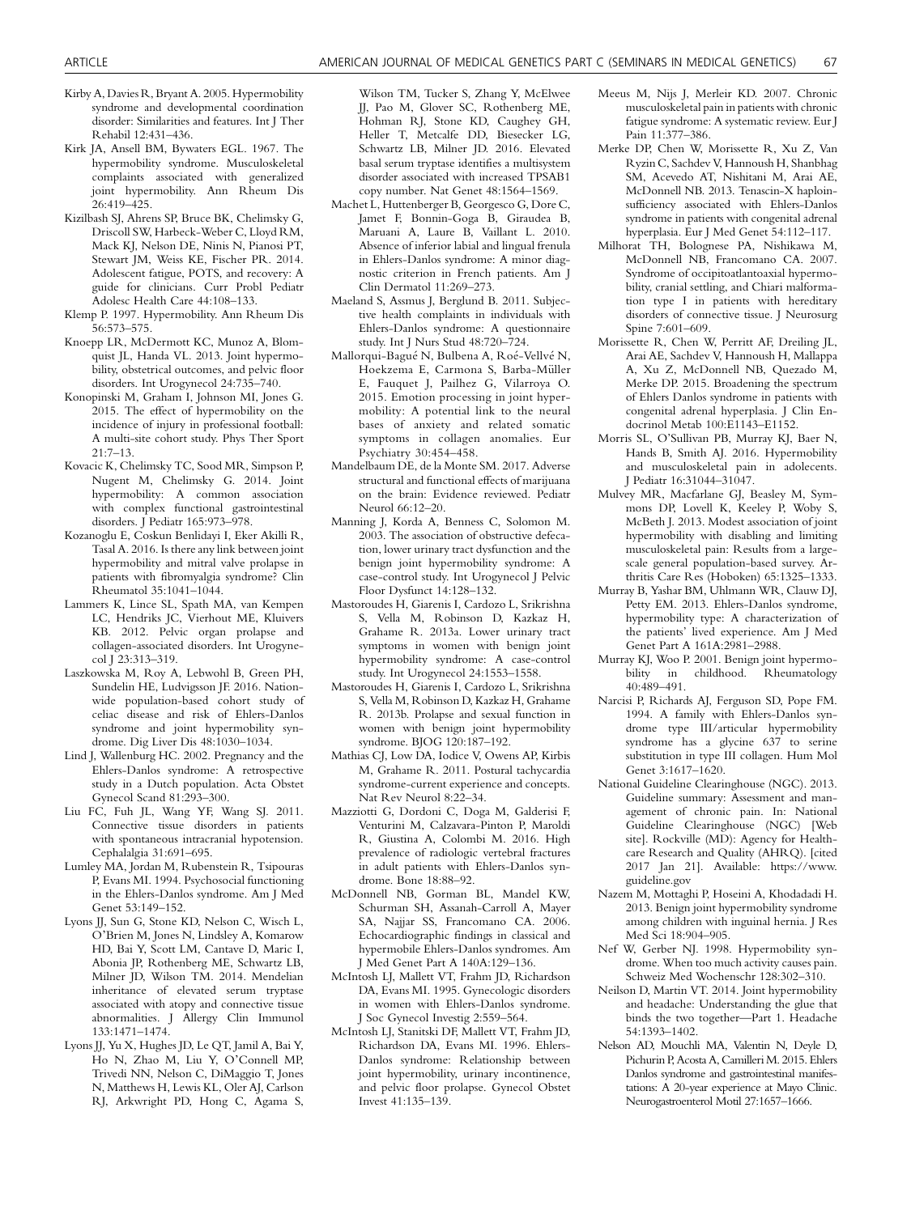Kirby A, Davies R, Bryant A. 2005. Hypermobility syndrome and developmental coordination disorder: Similarities and features. Int J Ther Rehabil 12:431–436.

Kirk JA, Ansell BM, Bywaters EGL. 1967. The hypermobility syndrome. Musculoskeletal complaints associated with generalized joint hypermobility. Ann Rheum Dis 26:419–425.

Kizilbash SJ, Ahrens SP, Bruce BK, Chelimsky G, Driscoll SW, Harbeck-Weber C, Lloyd RM, Mack KJ, Nelson DE, Ninis N, Pianosi PT, Stewart JM, Weiss KE, Fischer PR. 2014. Adolescent fatigue, POTS, and recovery: A guide for clinicians. Curr Probl Pediatr Adolesc Health Care 44:108–133.

Klemp P. 1997. Hypermobility. Ann Rheum Dis 56:573–575.

Knoepp LR, McDermott KC, Munoz A, Blomquist JL, Handa VL. 2013. Joint hypermobility, obstetrical outcomes, and pelvic floor disorders. Int Urogynecol 24:735–740.

Konopinski M, Graham I, Johnson MI, Jones G. 2015. The effect of hypermobility on the incidence of injury in professional football: A multi-site cohort study. Phys Ther Sport 21:7–13.

Kovacic K, Chelimsky TC, Sood MR, Simpson P, Nugent M, Chelimsky G. 2014. Joint hypermobility: A common association with complex functional gastrointestinal disorders. J Pediatr 165:973–978.

Kozanoglu E, Coskun Benlidayi I, Eker Akilli R, Tasal A. 2016. Is there any link between joint hypermobility and mitral valve prolapse in patients with fibromyalgia syndrome? Clin Rheumatol 35:1041–1044.

Lammers K, Lince SL, Spath MA, van Kempen LC, Hendriks JC, Vierhout ME, Kluivers KB. 2012. Pelvic organ prolapse and collagen-associated disorders. Int Urogynecol J 23:313–319.

Laszkowska M, Roy A, Lebwohl B, Green PH, Sundelin HE, Ludvigsson JF. 2016. Nationwide population-based cohort study of celiac disease and risk of Ehlers-Danlos syndrome and joint hypermobility syndrome. Dig Liver Dis 48:1030–1034.

Lind J, Wallenburg HC. 2002. Pregnancy and the Ehlers-Danlos syndrome: A retrospective study in a Dutch population. Acta Obstet Gynecol Scand 81:293–300.

Liu FC, Fuh JL, Wang YF, Wang SJ. 2011. Connective tissue disorders in patients with spontaneous intracranial hypotension. Cephalalgia 31:691–695.

Lumley MA, Jordan M, Rubenstein R, Tsipouras P, Evans MI. 1994. Psychosocial functioning in the Ehlers-Danlos syndrome. Am J Med Genet 53:149–152.

Lyons JJ, Sun G, Stone KD, Nelson C, Wisch L, O'Brien M, Jones N, Lindsley A, Komarow HD, Bai Y, Scott LM, Cantave D, Maric I, Abonia JP, Rothenberg ME, Schwartz LB, Milner JD, Wilson TM. 2014. Mendelian inheritance of elevated serum tryptase associated with atopy and connective tissue abnormalities. J Allergy Clin Immunol 133:1471–1474.

Lyons JJ, Yu X, Hughes JD, Le QT, Jamil A, Bai Y, Ho N, Zhao M, Liu Y, O'Connell MP, Trivedi NN, Nelson C, DiMaggio T, Jones N, Matthews H, Lewis KL, Oler AJ, Carlson RJ, Arkwright PD, Hong C, Agama S, Wilson TM, Tucker S, Zhang Y, McElwee JJ, Pao M, Glover SC, Rothenberg ME, Hohman RJ, Stone KD, Caughey GH, Heller T, Metcalfe DD, Biesecker LG, Schwartz LB, Milner JD. 2016. Elevated basal serum tryptase identifies a multisystem disorder associated with increased TPSAB1 copy number. Nat Genet 48:1564–1569.

Machet L, Huttenberger B, Georgesco G, Dore C, Jamet F, Bonnin-Goga B, Giraudea B, Maruani A, Laure B, Vaillant L. 2010. Absence of inferior labial and lingual frenula in Ehlers-Danlos syndrome: A minor diagnostic criterion in French patients. Am J Clin Dermatol 11:269–273.

Maeland S, Assmus J, Berglund B. 2011. Subjective health complaints in individuals with Ehlers-Danlos syndrome: A questionnaire study. Int J Nurs Stud 48:720–724.

Mallorquí-Bagué N, Bulbena A, Roé-Vellvé N, Hoekzema E, Carmona S, Barba-Müller E, Fauquet J, Pailhez G, Vilarroya O. 2015. Emotion processing in joint hypermobility: A potential link to the neural bases of anxiety and related somatic symptoms in collagen anomalies. Eur Psychiatry 30:454–458.

Mandelbaum DE, de la Monte SM. 2017. Adverse structural and functional effects of marijuana on the brain: Evidence reviewed. Pediatr Neurol 66:12–20.

Manning J, Korda A, Benness C, Solomon M. 2003. The association of obstructive defecation, lower urinary tract dysfunction and the benign joint hypermobility syndrome: A case-control study. Int Urogynecol J Pelvic Floor Dysfunct 14:128–132.

Mastoroudes H, Giarenis I, Cardozo L, Srikrishna S, Vella M, Robinson D, Kazkaz H, Grahame R. 2013a. Lower urinary tract symptoms in women with benign joint hypermobility syndrome: A case-control study. Int Urogynecol 24:1553–1558.

Mastoroudes H, Giarenis I, Cardozo L, Srikrishna S, Vella M, Robinson D, Kazkaz H, Grahame R. 2013b. Prolapse and sexual function in women with benign joint hypermobility syndrome. BJOG 120:187–192.

Mathias CJ, Low DA, Iodice V, Owens AP, Kirbis M, Grahame R. 2011. Postural tachycardia syndrome-current experience and concepts. Nat Rev Neurol 8:22–34.

Mazziotti G, Dordoni C, Doga M, Galderisi F, Venturini M, Calzavara-Pinton P, Maroldi R, Giustina A, Colombi M. 2016. High prevalence of radiologic vertebral fractures in adult patients with Ehlers-Danlos syndrome. Bone 18:88–92.

McDonnell NB, Gorman BL, Mandel KW, Schurman SH, Assanah-Carroll A, Mayer SA, Najjar SS, Francomano CA. 2006. Echocardiographic findings in classical and hypermobile Ehlers-Danlos syndromes. Am J Med Genet Part A 140A:129–136.

McIntosh LJ, Mallett VT, Frahm JD, Richardson DA, Evans MI. 1995. Gynecologic disorders in women with Ehlers-Danlos syndrome. J Soc Gynecol Investig 2:559–564.

McIntosh LJ, Stanitski DF, Mallett VT, Frahm JD, Richardson DA, Evans MI. 1996. Ehlers-Danlos syndrome: Relationship between joint hypermobility, urinary incontinence, and pelvic floor prolapse. Gynecol Obstet Invest 41:135–139.

Meeus M, Nijs J, Merleir KD. 2007. Chronic musculoskeletal pain in patients with chronic fatigue syndrome: A systematic review. Eur J Pain 11:377–386.

Merke DP, Chen W, Morissette R, Xu Z, Van Ryzin C, Sachdev V, Hannoush H, Shanbhag SM, Acevedo AT, Nishitani M, Arai AE, McDonnell NB. 2013. Tenascin-X haploinsufficiency associated with Ehlers-Danlos syndrome in patients with congenital adrenal hyperplasia. Eur J Med Genet 54:112–117.

Milhorat TH, Bolognese PA, Nishikawa M, McDonnell NB, Francomano CA. 2007. Syndrome of occipitoatlantoaxial hypermobility, cranial settling, and Chiari malformation type I in patients with hereditary disorders of connective tissue. J Neurosurg Spine 7:601–609.

Morissette R, Chen W, Perritt AF, Dreiling JL, Arai AE, Sachdev V, Hannoush H, Mallappa A, Xu Z, McDonnell NB, Quezado M, Merke DP. 2015. Broadening the spectrum of Ehlers Danlos syndrome in patients with congenital adrenal hyperplasia. J Clin Endocrinol Metab 100:E1143–E1152.

Morris SL, O'Sullivan PB, Murray KJ, Baer N, Hands B, Smith AJ. 2016. Hypermobility and musculoskeletal pain in adolescents. J Pediatr 16:31044–31047.

Mulvey MR, Macfarlane GJ, Beasley M, Symmons DP, Lovell K, Keeley P, Woby S, McBeth J. 2013. Modest association of joint hypermobility with disabling and limiting musculoskeletal pain: Results from a large-scale general population-based survey. Arthritis Care Res (Hoboken) 65:1325–1333.

Murray B, Yashar BM, Uhlmann WR, Clauw DJ, Petty EM. 2013. Ehlers-Danlos syndrome, hypermobility type: A characterization of the patients' lived experience. Am J Med Genet Part A 161A:2981–2988.

Murray KJ, Woo P. 2001. Benign joint hypermobility in childhood. Rheumatology 40:489–491.

Narcisi P, Richards AJ, Ferguson SD, Pope FM. 1994. A family with Ehlers-Danlos syndrome type III/articular hypermobility syndrome has a glycine 637 to serine substitution in type III collagen. Hum Mol Genet 3:1617–1620.

National Guideline Clearinghouse (NGC). 2013. Guideline summary: Assessment and management of chronic pain. In: National Guideline Clearinghouse (NGC) [Web site]. Rockville (MD): Agency for Healthcare Research and Quality (AHRQ). [cited 2017 Jan 21]. Available: https://www.guideline.gov

Nazem M, Mottaghi P, Hoseini A, Khodadadi H. 2013. Benign joint hypermobility syndrome among children with inguinal hernia. J Res Med Sci 18:904–905.

Nef W, Gerber NJ. 1998. Hypermobility syndrome. When too much activity causes pain. Schweiz Med Wochenschr 128:302–310.

Neilson D, Martin VT. 2014. Joint hypermobility and headache: Understanding the glue that binds the two together—Part 1. Headache 54:1393–1402.

Nelson AD, Mouchli MA, Valentin N, Deyle D, Pichurin P, Acosta A, Camilleri M. 2015. Ehlers Danlos syndrome and gastrointestinal manifestations: A 20-year experience at Mayo Clinic. Neurogastroenterol Motil 27:1657–1666.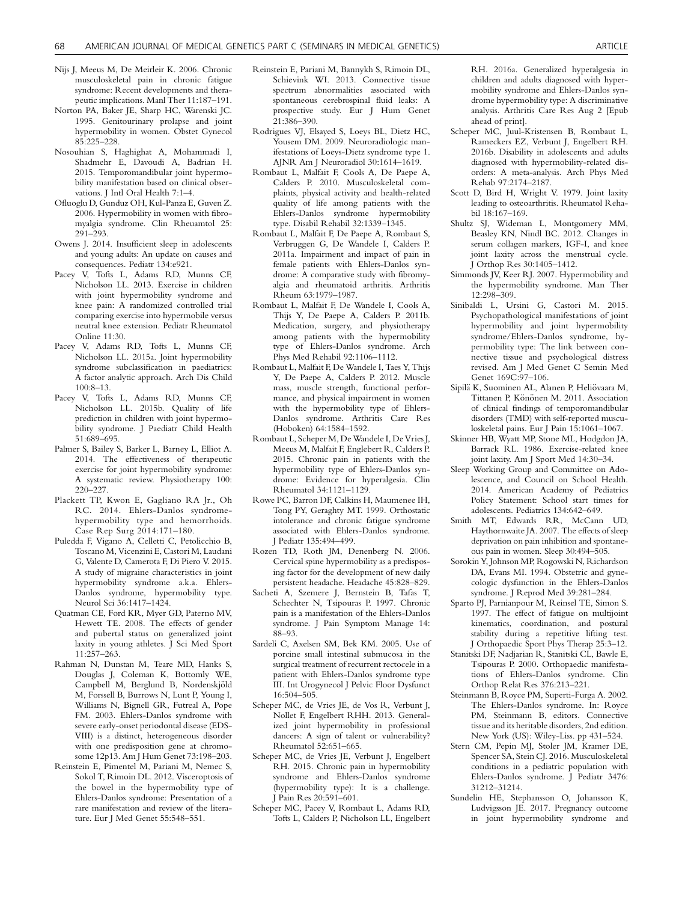Nijs J, Meeus M, De Meirleir K. 2006. Chronic musculoskeletal pain in chronic fatigue syndrome: Recent developments and therapeutic implications. Manl Ther 11:187–191.

Norton PA, Baker JE, Sharp HC, Warenski JC. 1995. Genitourinary prolapse and joint hypermobility in women. Obstet Gynecol 85:225–228.

Nosouhian S, Haghighat A, Mohammadi I, Shadmehr E, Davoudi A, Badrian H. 2015. Temporomandibular joint hypermobility manifestation based on clinical observations. J Intl Oral Health 7:1–4.

Ofluoglu D, Gunduz OH, Kul-Panza E, Guven Z. 2006. Hypermobility in women with fibromyalgia syndrome. Clin Rheuamtol 25: 291–293.

Owens J. 2014. Insufficient sleep in adolescents and young adults: An update on causes and consequences. Pediatr 134:e921.

Pacey V, Tofts L, Adams RD, Munns CF, Nicholson LL. 2013. Exercise in children with joint hypermobility syndrome and knee pain: A randomized controlled trial comparing exercise into hypermobile versus neutral knee extension. Pediatr Rheumatol Online 11:30.

Pacey V, Adams RD, Tofts L, Munns CF, Nicholson LL. 2015a. Joint hypermobility syndrome subclassification in paediatrics: A factor analytic approach. Arch Dis Child 100:8–13.

Pacey V, Tofts L, Adams RD, Munns CF, Nicholson LL. 2015b. Quality of life prediction in children with joint hypermobility syndrome. J Paediatr Child Health 51:689–695.

Palmer S, Bailey S, Barker L, Barney L, Elliot A. 2014. The effectiveness of therapeutic exercise for joint hypermobility syndrome: A systematic review. Physiotherapy 100: 220–227.

Plackett TP, Kwon E, Gagliano RA Jr., Oh RC. 2014. Ehlers-Danlos syndrome-hypermobility type and hemorrhoids. Case Rep Surg 2014:171–180.

Puledda F, Vigano A, Celletti C, Petolicchio B, Toscano M, Vicenzini E, Castori M, Laudani G, Valente D, Camerota F, Di Piero V. 2015. A study of migraine characteristics in joint hypermobility syndrome a.k.a. Ehlers-Danlos syndrome, hypermobility type. Neurol Sci 36:1417–1424.

Quatman CE, Ford KR, Myer GD, Paterno MV, Hewett TE. 2008. The effects of gender and pubertal status on generalized joint laxity in young athletes. J Sci Med Sport 11:257–263.

Rahman N, Dunstan M, Teare MD, Hanks S, Douglas J, Coleman K, Bottomly WE, Campbell M, Berglund B, Nordenskjöld M, Forssell B, Burrows N, Lunt P, Young I, Williams N, Bignell GR, Futreal A, Pope FM. 2003. Ehlers-Danlos syndrome with severe early-onset periodontal disease (EDS-VIII) is a distinct, heterogeneous disorder with one predisposition gene at chromosome 12p13. Am J Hum Genet 73:198–203.

Reinstein E, Pimentel M, Pariani M, Nemec S, Sokol T, Rimoin DL. 2012. Visceroptosis of the bowel in the hypermobility type of Ehlers-Danlos syndrome: Presentation of a rare manifestation and review of the literature. Eur J Med Genet 55:548–551.

Reinstein E, Pariani M, Bannykh S, Rimoin DL, Schievink WI. 2013. Connective tissue spectrum abnormalities associated with spontaneous cerebrospinal fluid leaks: A prospective study. Eur J Hum Genet 21:386–390.

Rodrigues VJ, Elsayed S, Loeys BL, Dietz HC, Yousem DM. 2009. Neuroradiologic manifestations of Loeys-Dietz syndrome type 1. AJNR Am J Neuroradiol 30:1614–1619.

Rombaut L, Malfait F, Cools A, De Paepe A, Calders P. 2010. Musculoskeletal complaints, physical activity and health-related quality of life among patients with the Ehlers-Danlos syndrome hypermobility type. Disabil Rehabil 32:1339–1345.

Rombaut L, Malfait F, De Paepe A, Rombaut S, Verbruggen G, De Wandele I, Calders P. 2011a. Impairment and impact of pain in female patients with Ehlers-Danlos syndrome: A comparative study with fibromyalgia and rheumatoid arthritis. Arthritis Rheum 63:1979–1987.

Rombaut L, Malfait F, De Wandele I, Cools A, Thijs Y, De Paepe A, Calders P. 2011b. Medication, surgery, and physiotherapy among patients with the hypermobility type of Ehlers-Danlos syndrome. Arch Phys Med Rehabil 92:1106–1112.

Rombaut L, Malfait F, De Wandele I, Taes Y, Thijs Y, De Paepe A, Calders P. 2012. Muscle mass, muscle strength, functional performance, and physical impairment in women with the hypermobility type of Ehlers-Danlos syndrome. Arthritis Care Res (Hoboken) 64:1584–1592.

Rombaut L, Scheper M, De Wandele I, De Vries J, Meeus M, Malfait F, Englebert R, Calders P. 2015. Chronic pain in patients with the hypermobility type of Ehlers-Danlos syndrome: Evidence for hyperalgesia. Clin Rheumatol 34:1121–1129.

Rowe PC, Barron DF, Calkins H, Maumenee IH, Tong PY, Geraghty MT. 1999. Orthostatic intolerance and chronic fatigue syndrome associated with Ehlers-Danlos syndrome. J Pediatr 135:494–499.

Rozen TD, Roth JM, Denenberg N. 2006. Cervical spine hypermobility as a predisposing factor for the development of new daily persistent headache. Headache 45:828–829.

Sacheti A, Szemere J, Bernstein B, Tafas T, Schechter N, Tsipouras P. 1997. Chronic pain is a manifestation of the Ehlers-Danlos syndrome. J Pain Symptom Manage 14: 88–93.

Sardeli C, Axelsen SM, Bek KM. 2005. Use of porcine small intestinal submucosa in the surgical treatment of recurrent rectocele in a patient with Ehlers-Danlos syndrome type III. Int Urogynecol J Pelvic Floor Dysfunct 16:504–505.

Scheper MC, de Vries JE, de Vos R, Verbunt J, Nollet F, Engelbert RHH. 2013. Generalized joint hypermobility in professional dancers: A sign of talent or vulnerability? Rheumatol 52:651–665.

Scheper MC, de Vries JE, Verbunt J, Engelbert RH. 2015. Chronic pain in hypermobility syndrome and Ehlers-Danlos syndrome (hypermobility type): It is a challenge. J Pain Res 20:591–601.

Scheper MC, Pacey V, Rombaut L, Adams RD, Tofts L, Calders P, Nicholson LL, Engelbert RH. 2016a. Generalized hyperalgesia in children and adults diagnosed with hypermobility syndrome and Ehlers-Danlos syndrome hypermobility type: A discriminative analysis. Arthritis Care Res Aug 2 [Epub ahead of print].

Scheper MC, Juul-Kristensen B, Rombaut L, Rameckers EZ, Verbunt J, Engelbert RH. 2016b. Disability in adolescents and adults diagnosed with hypermobility-related disorders: A meta-analysis. Arch Phys Med Rehab 97:2174–2187.

Scott D, Bird H, Wright V. 1979. Joint laxity leading to osteoarthritis. Rheumatol Rehabil 18:167–169.

Shultz SJ, Wideman L, Montgomery MM, Beasley KN, Nindl BC. 2012. Changes in serum collagen markers, IGF-I, and knee joint laxity across the menstrual cycle. J Orthop Res 30:1405–1412.

Simmonds JV, Keer RJ. 2007. Hypermobility and the hypermobility syndrome. Man Ther 12:298–309.

Sinibaldi L, Ursini G, Castori M. 2015. Psychopathological manifestations of joint hypermobility and joint hypermobility syndrome/Ehlers-Danlos syndrome, hypermobility type: The link between connective tissue and psychological distress revised. Am J Med Genet C Semin Med Genet 169C:97–106.

Sipilä K, Suominen AL, Alanen P, Heliövaara M, Tittanen P, Könönen M. 2011. Association of clinical findings of temporomandibular disorders (TMD) with self-reported musculoskeletal pains. Eur J Pain 15:1061–1067.

Skinner HB, Wyatt MP, Stone ML, Hodgdon JA, Barrack RL. 1986. Exercise-related knee joint laxity. Am J Sport Med 14:30–34.

Sleep Working Group and Committee on Adolescence, and Council on School Health. 2014. American Academy of Pediatrics Policy Statement: School start times for adolescents. Pediatrics 134:642–649.

Smith MT, Edwards RR, McCann UD, Haythornwaite JA. 2007. The effects of sleep deprivation on pain inhibition and spontaneous pain in women. Sleep 30:494–505.

Sorokin Y, Johnson MP, Rogowski N, Richardson DA, Evans MI. 1994. Obstetric and gynecologic dysfunction in the Ehlers-Danlos syndrome. J Reprod Med 39:281–284.

Sparto PJ, Parnianpour M, Reinsel TE, Simon S. 1997. The effect of fatigue on multijoint kinematics, coordination, and postural stability during a repetitive lifting test. J Orthopaedic Sport Phys Therap 25:3–12.

Stanitski DF, Nadjarian R, Stanitski CL, Bawle E, Tsipouras P. 2000. Orthopaedic manifestations of Ehlers-Danlos syndrome. Clin Orthop Relat Res 376:213–221.

Steinmann B, Royce PM, Superti-Furga A. 2002. The Ehlers-Danlos syndrome. In: Royce PM, Steinmann B, editors. Connective tissue and its heritable disorders, 2nd edition. New York (US): Wiley-Liss. pp 431–524.

Stern CM, Pepin MJ, Stoler JM, Kramer DE, Spencer SA, Stein CJ. 2016. Musculoskeletal conditions in a pediatric population with Ehlers-Danlos syndrome. J Pediatr 3476: 31212–31214.

Sundelin HE, Stephansson O, Johansson K, Ludvigsson JE. 2017. Pregnancy outcome in joint hypermobility syndrome and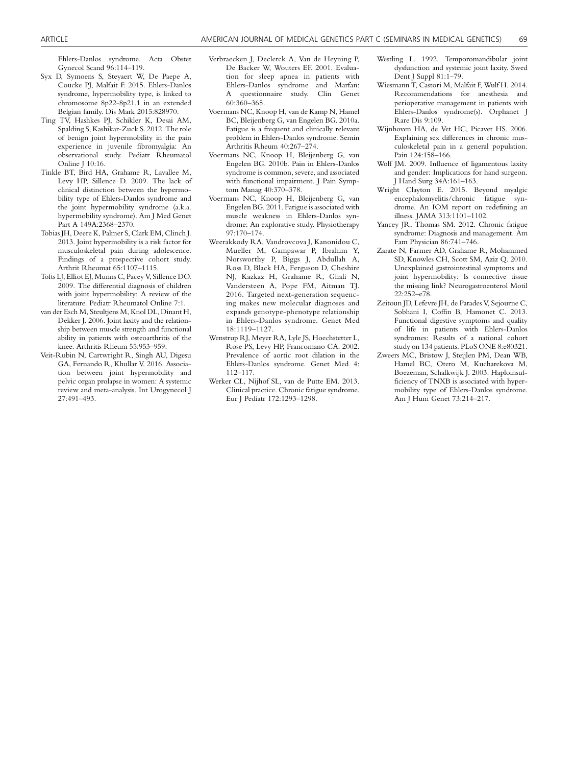Ehlers-Danlos syndrome. Acta Obstet Gynecol Scand 96:114–119.

Syx D, Symoens S, Steyaert W, De Paepe A, Coucke PJ, Malfait F. 2015. Ehlers-Danlos syndrome, hypermobility type, is linked to chromosome 8p22-8p21.1 in an extended Belgian family. Dis Mark 2015:828970.

Ting TV, Hashkes PJ, Schikler K, Desai AM, Spalding S, Kashikar-Zuck S. 2012. The role of benign joint hypermobility in the pain experience in juvenile fibromyalgia: An observational study. Pediatr Rheumatol Online J 10:16.

Tinkle BT, Bird HA, Grahame R, Lavallee M, Levy HP, Sillence D. 2009. The lack of clinical distinction between the hypermobility type of Ehlers-Danlos syndrome and the joint hypermobility syndrome (a.k.a. hypermobility syndrome). Am J Med Genet Part A 149A:2368–2370.

Tobias JH, Deere K, Palmer S, Clark EM, Clinch J. 2013. Joint hypermobility is a risk factor for musculoskeletal pain during adolescence. Findings of a prospective cohort study. Arthrit Rheumat 65:1107–1115.

Tofts LJ, Elliot EJ, Munns C, Pacey V, Sillence DO. 2009. The differential diagnosis of children with joint hypermobility: A review of the literature. Pediatr Rheumatol Online 7:1.

van der Esch M, Steultjens M, Knol DL, Dinant H, Dekker J. 2006. Joint laxity and the relationship between muscle strength and functional ability in patients with osteoarthritis of the knee. Arthritis Rheum 55:953–959.

Veit-Rubin N, Cartwright R, Singh AU, Digesu GA, Fernando R, Khullar V. 2016. Association between joint hypermobility and pelvic organ prolapse in women: A systemic review and meta-analysis. Int Urogynecol J 27:491–493.

Verbraecken J, Declerck A, Van de Heyning P, De Backer W, Wouters EF. 2001. Evaluation for sleep apnea in patients with Ehlers-Danlos syndrome and Marfan: A questionnaire study. Clin Genet 60:360–365.

Voermans NC, Knoop H, van de Kamp N, Hamel BC, Bleijenberg G, van Engelen BG. 2010a. Fatigue is a frequent and clinically relevant problem in Ehlers-Danlos syndrome. Semin Arthritis Rheum 40:267–274.

Voermans NC, Knoop H, Bleijenberg G, van Engelen BG. 2010b. Pain in Ehlers-Danlos syndrome is common, severe, and associated with functional impairment. J Pain Symptom Manag 40:370–378.

Voermans NC, Knoop H, Bleijenberg G, van Engelen BG. 2011. Fatigue is associated with muscle weakness in Ehlers-Danlos syndrome: An explorative study. Physiotherapy 97:170–174.

Weerakkody RA, Vandrovcova J, Kanonidou C, Mueller M, Gampawar P, Ibrahim Y, Norsworthy P, Biggs J, Abdullah A, Ross D, Black HA, Ferguson D, Cheshire NJ, Kazkaz H, Grahame R, Ghali N, Vandersteen A, Pope FM, Aitman TJ. 2016. Targeted next-generation sequencing makes new molecular diagnoses and expands genotype-phenotype relationship in Ehlers-Danlos syndrome. Genet Med 18:1119–1127.

Wenstrup RJ, Meyer RA, Lyle JS, Hoechstetter L, Rose PS, Levy HP, Francomano CA. 2002. Prevalence of aortic root dilation in the Ehlers-Danlos syndrome. Genet Med 4: 112–117.

Werker CL, Nijhof SL, van de Putte EM. 2013. Clinical practice. Chronic fatigue syndrome. Eur J Pediatr 172:1293–1298.

Westling L. 1992. Temporomandibular joint dysfunction and systemic joint laxity. Swed Dent J Suppl 81:1–79.

Wiesmann T, Castori M, Malfait F, Wulf H. 2014. Recommendations for anesthesia and perioperative management in patients with Ehlers-Danlos syndrome(s). Orphanet J Rare Dis 9:109.

Wijnhoven HA, de Vet HC, Picavet HS. 2006. Explaining sex differences in chronic musculoskeletal pain in a general population. Pain 124:158–166.

Wolf JM. 2009. Influence of ligamentous laxity and gender: Implications for hand surgeon. J Hand Surg 34A:161–163.

Wright Clayton E. 2015. Beyond myalgic encephalomyelitis/chronic fatigue syndrome. An IOM report on redefining an illness. JAMA 313:1101–1102.

Yancey JR, Thomas SM. 2012. Chronic fatigue syndrome: Diagnosis and management. Am Fam Physician 86:741–746.

Zarate N, Farmer AD, Grahame R, Mohammed SD, Knowles CH, Scott SM, Aziz Q. 2010. Unexplained gastrointestinal symptoms and joint hypermobility: Is connective tissue the missing link? Neurogastroenterol Motil 22:252–e78.

Zeitoun JD, Lefevre JH, de Parades V, Sejourne C, Sobhani I, Coffin B, Hamonet C. 2013. Functional digestive symptoms and quality of life in patients with Ehlers-Danlos syndromes: Results of a national cohort study on 134 patients. PLoS ONE 8:e80321.

Zweers MC, Bristow J, Steijlen PM, Dean WB, Hamel BC, Otero M, Kucharekova M, Boezeman, Schalkwijk J. 2003. Haploinsufficiency of TNXB is associated with hypermobility type of Ehlers-Danlos syndrome. Am J Hum Genet 73:214–217.